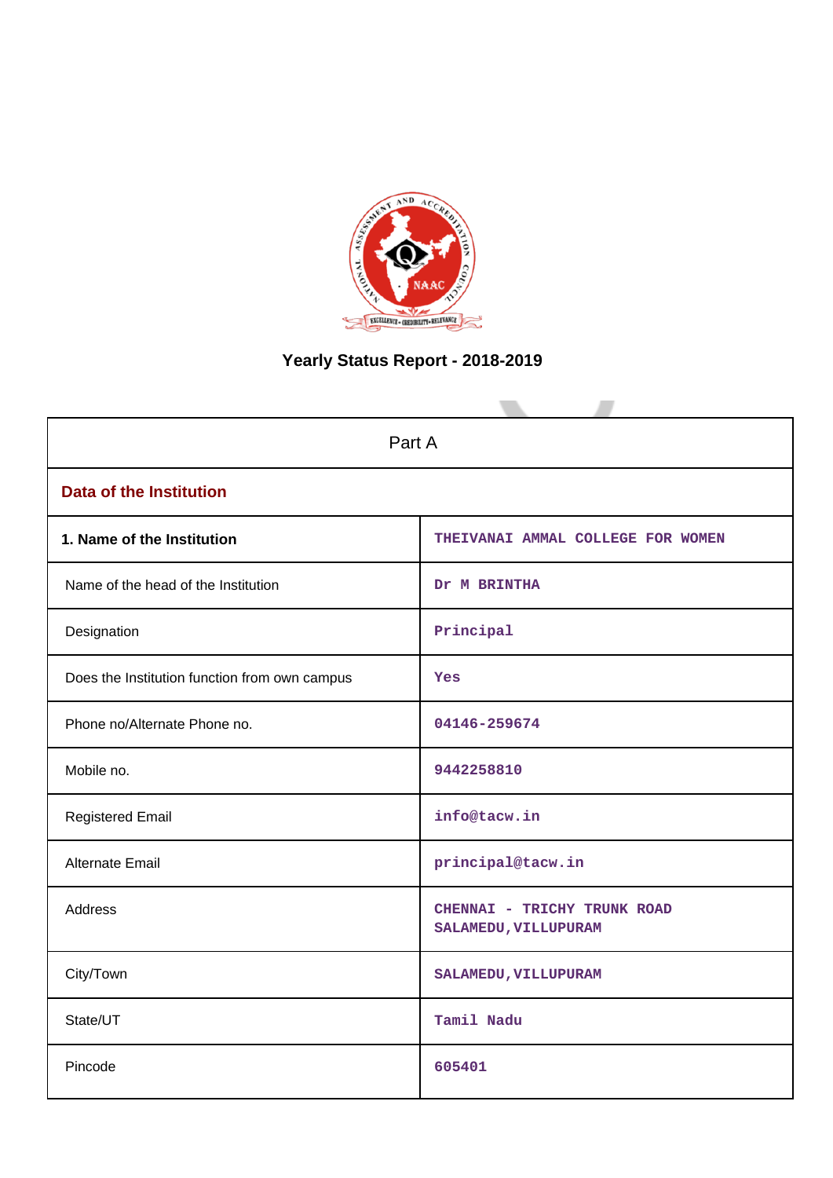# Yearly Status Report - 2018-2019

| Part A | |
|---|---|
| **Data of the Institution** | |
| **1. Name of the Institution** | THEIVANAI AMMAL COLLEGE FOR WOMEN |
| Name of the head of the Institution | Dr M BRINTHA |
| Designation | Principal |
| Does the Institution function from own campus | Yes |
| Phone no/Alternate Phone no. | 04146-259674 |
| Mobile no. | 9442258810 |
| Registered Email | info@tacw.in |
| Alternate Email | principal@tacw.in |
| Address | CHENNAI - TRICHY TRUNK ROAD SALAMEDU,VILLUPURAM |
| City/Town | SALAMEDU,VILLUPURAM |
| State/UT | Tamil Nadu |
| Pincode | 605401 |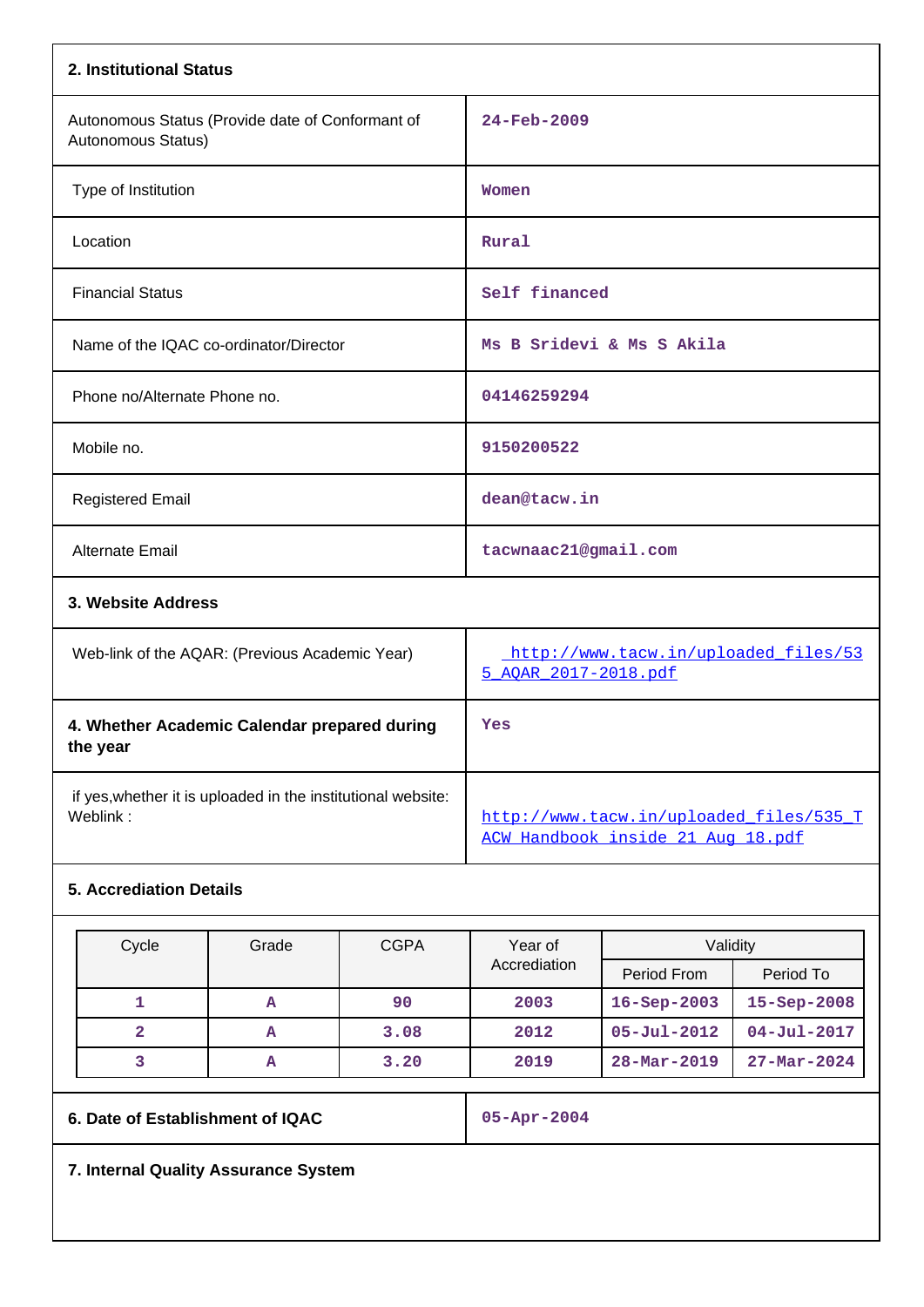## 2. Institutional Status

| | |
|---|---|
| Autonomous Status (Provide date of Conformant of Autonomous Status) | 24-Feb-2009 |
| Type of Institution | Women |
| Location | Rural |
| Financial Status | Self financed |
| Name of the IQAC co-ordinator/Director | Ms B Sridevi & Ms S Akila |
| Phone no/Alternate Phone no. | 04146259294 |
| Mobile no. | 9150200522 |
| Registered Email | dean@tacw.in |
| Alternate Email | tacwnaac21@gmail.com |

## 3. Website Address

| | |
|---|---|
| Web-link of the AQAR: (Previous Academic Year) | http://www.tacw.in/uploaded_files/535_AQAR_2017-2018.pdf |
| **4. Whether Academic Calendar prepared during the year** | Yes |
| if yes,whether it is uploaded in the institutional website: Weblink : | http://www.tacw.in/uploaded_files/535_TACW_Handbook_inside_21_Aug_18.pdf |

## 5. Accrediation Details

| Cycle | Grade | CGPA | Year of Accrediation | Validity | |
|---|---|---|---|---|---|
| | | | | Period From | Period To |
| 1 | A | 90 | 2003 | 16-Sep-2003 | 15-Sep-2008 |
| 2 | A | 3.08 | 2012 | 05-Jul-2012 | 04-Jul-2017 |
| 3 | A | 3.20 | 2019 | 28-Mar-2019 | 27-Mar-2024 |

| | |
|---|---|
| **6. Date of Establishment of IQAC** | 05-Apr-2004 |

## 7. Internal Quality Assurance System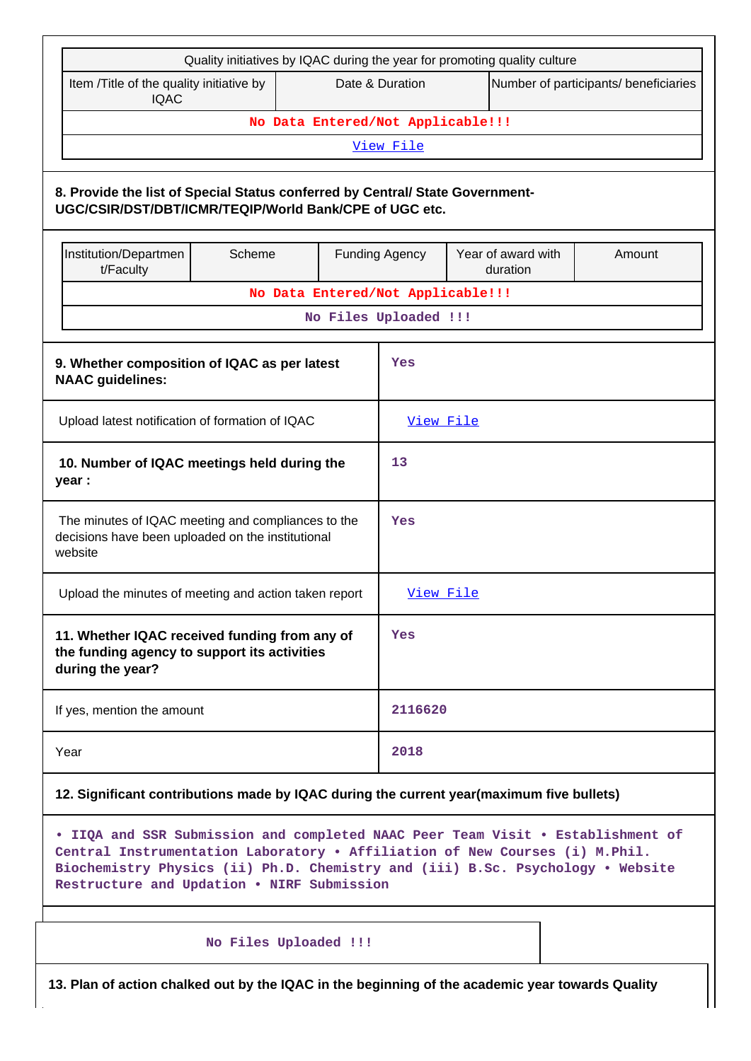| Quality initiatives by IQAC during the year for promoting quality culture | | |
|---|---|---|
| Item /Title of the quality initiative by IQAC | Date & Duration | Number of participants/ beneficiaries |
| No Data Entered/Not Applicable!!! | | |
| View File | | |

**8. Provide the list of Special Status conferred by Central/ State Government- UGC/CSIR/DST/DBT/ICMR/TEQIP/World Bank/CPE of UGC etc.**

| Institution/Department/Faculty | Scheme | Funding Agency | Year of award with duration | Amount |
|---|---|---|---|---|
| No Data Entered/Not Applicable!!! | | | | |
| No Files Uploaded !!! | | | | |

| | |
|---|---|
| **9. Whether composition of IQAC as per latest NAAC guidelines:** | Yes |
| Upload latest notification of formation of IQAC | View File |
| **10. Number of IQAC meetings held during the year :** | 13 |
| The minutes of IQAC meeting and compliances to the decisions have been uploaded on the institutional website | Yes |
| Upload the minutes of meeting and action taken report | View File |
| **11. Whether IQAC received funding from any of the funding agency to support its activities during the year?** | Yes |
| If yes, mention the amount | 2116620 |
| Year | 2018 |

**12. Significant contributions made by IQAC during the current year(maximum five bullets)**

• IIQA and SSR Submission and completed NAAC Peer Team Visit • Establishment of Central Instrumentation Laboratory • Affiliation of New Courses (i) M.Phil. Biochemistry Physics (ii) Ph.D. Chemistry and (iii) B.Sc. Psychology • Website Restructure and Updation • NIRF Submission

No Files Uploaded !!!

**13. Plan of action chalked out by the IQAC in the beginning of the academic year towards Quality**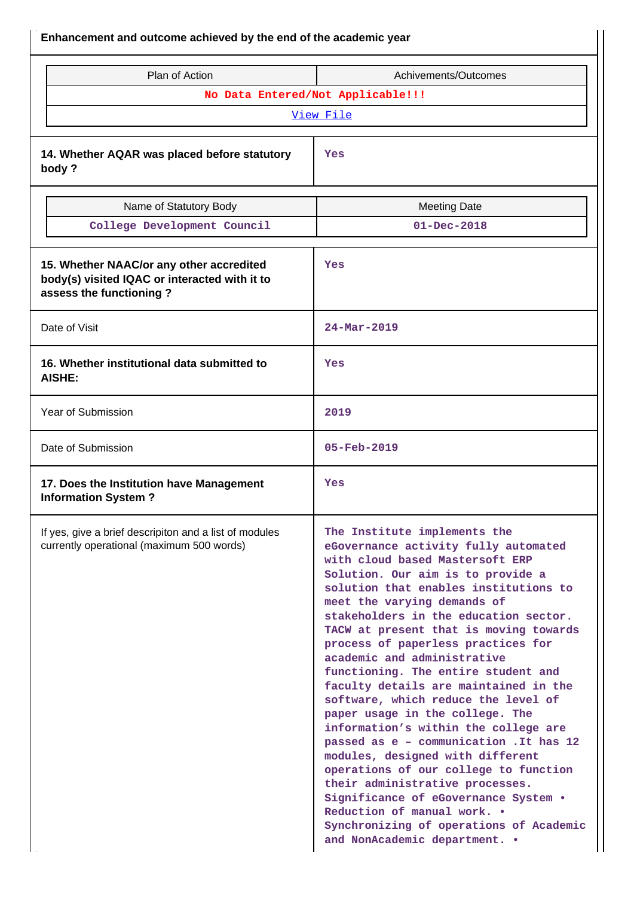**Enhancement and outcome achieved by the end of the academic year**

| Plan of Action | Achivements/Outcomes |
|---|---|
| No Data Entered/Not Applicable!!! | |
| View File | |

| | |
|---|---|
| **14. Whether AQAR was placed before statutory body ?** | Yes |

| Name of Statutory Body | Meeting Date |
|---|---|
| College Development Council | 01-Dec-2018 |

| | |
|---|---|
| **15. Whether NAAC/or any other accredited body(s) visited IQAC or interacted with it to assess the functioning ?** | Yes |
| Date of Visit | 24-Mar-2019 |
| **16. Whether institutional data submitted to AISHE:** | Yes |
| Year of Submission | 2019 |
| Date of Submission | 05-Feb-2019 |
| **17. Does the Institution have Management Information System ?** | Yes |
| If yes, give a brief descripiton and a list of modules currently operational (maximum 500 words) | The Institute implements the eGovernance activity fully automated with cloud based Mastersoft ERP Solution. Our aim is to provide a solution that enables institutions to meet the varying demands of stakeholders in the education sector. TACW at present that is moving towards process of paperless practices for academic and administrative functioning. The entire student and faculty details are maintained in the software, which reduce the level of paper usage in the college. The information's within the college are passed as e – communication .It has 12 modules, designed with different operations of our college to function their administrative processes. Significance of eGovernance System • Reduction of manual work. • Synchronizing of operations of Academic and NonAcademic department. • |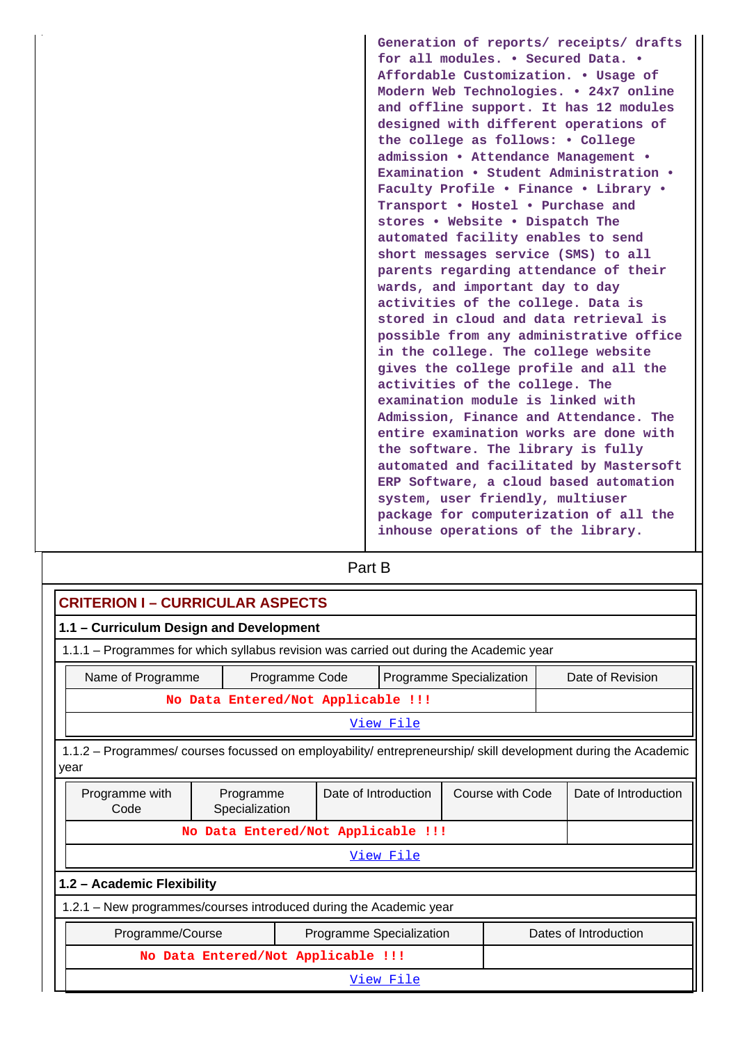| | Generation of reports/ receipts/ drafts for all modules. • Secured Data. • Affordable Customization. • Usage of Modern Web Technologies. • 24x7 online and offline support. It has 12 modules designed with different operations of the college as follows: • College admission • Attendance Management • Examination • Student Administration • Faculty Profile • Finance • Library • Transport • Hostel • Purchase and stores • Website • Dispatch The automated facility enables to send short messages service (SMS) to all parents regarding attendance of their wards, and important day to day activities of the college. Data is stored in cloud and data retrieval is possible from any administrative office in the college. The college website gives the college profile and all the activities of the college. The examination module is linked with Admission, Finance and Attendance. The entire examination works are done with the software. The library is fully automated and facilitated by Mastersoft ERP Software, a cloud based automation system, user friendly, multiuser package for computerization of all the inhouse operations of the library. |
|---|---|

## Part B

### CRITERION I – CURRICULAR ASPECTS

#### 1.1 – Curriculum Design and Development

1.1.1 – Programmes for which syllabus revision was carried out during the Academic year

| Name of Programme | Programme Code | Programme Specialization | Date of Revision |
|---|---|---|---|
| No Data Entered/Not Applicable !!! | | | |
| View File | | | |

1.1.2 – Programmes/ courses focussed on employability/ entrepreneurship/ skill development during the Academic year

| Programme with Code | Programme Specialization | Date of Introduction | Course with Code | Date of Introduction |
|---|---|---|---|---|
| No Data Entered/Not Applicable !!! | | | | |
| View File | | | | |

#### 1.2 – Academic Flexibility

1.2.1 – New programmes/courses introduced during the Academic year

| Programme/Course | Programme Specialization | Dates of Introduction |
|---|---|---|
| No Data Entered/Not Applicable !!! | | |
| View File | | |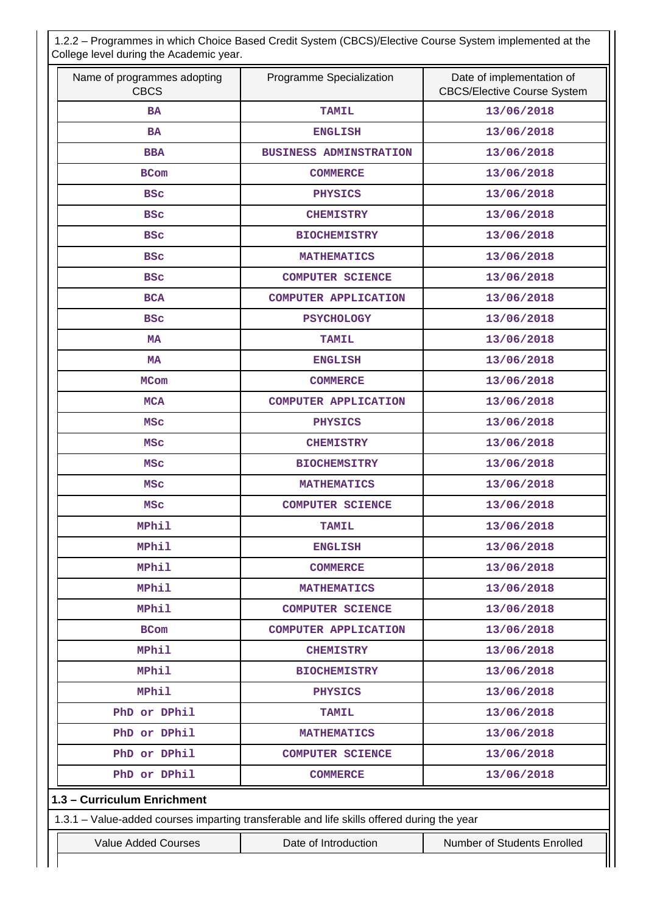1.2.2 – Programmes in which Choice Based Credit System (CBCS)/Elective Course System implemented at the College level during the Academic year.

| Name of programmes adopting CBCS | Programme Specialization | Date of implementation of CBCS/Elective Course System |
|---|---|---|
| BA | TAMIL | 13/06/2018 |
| BA | ENGLISH | 13/06/2018 |
| BBA | BUSINESS ADMINSTRATION | 13/06/2018 |
| BCom | COMMERCE | 13/06/2018 |
| BSc | PHYSICS | 13/06/2018 |
| BSc | CHEMISTRY | 13/06/2018 |
| BSc | BIOCHEMISTRY | 13/06/2018 |
| BSc | MATHEMATICS | 13/06/2018 |
| BSc | COMPUTER SCIENCE | 13/06/2018 |
| BCA | COMPUTER APPLICATION | 13/06/2018 |
| BSc | PSYCHOLOGY | 13/06/2018 |
| MA | TAMIL | 13/06/2018 |
| MA | ENGLISH | 13/06/2018 |
| MCom | COMMERCE | 13/06/2018 |
| MCA | COMPUTER APPLICATION | 13/06/2018 |
| MSc | PHYSICS | 13/06/2018 |
| MSc | CHEMISTRY | 13/06/2018 |
| MSc | BIOCHEMSITRY | 13/06/2018 |
| MSc | MATHEMATICS | 13/06/2018 |
| MSc | COMPUTER SCIENCE | 13/06/2018 |
| MPhil | TAMIL | 13/06/2018 |
| MPhil | ENGLISH | 13/06/2018 |
| MPhil | COMMERCE | 13/06/2018 |
| MPhil | MATHEMATICS | 13/06/2018 |
| MPhil | COMPUTER SCIENCE | 13/06/2018 |
| BCom | COMPUTER APPLICATION | 13/06/2018 |
| MPhil | CHEMISTRY | 13/06/2018 |
| MPhil | BIOCHEMISTRY | 13/06/2018 |
| MPhil | PHYSICS | 13/06/2018 |
| PhD or DPhil | TAMIL | 13/06/2018 |
| PhD or DPhil | MATHEMATICS | 13/06/2018 |
| PhD or DPhil | COMPUTER SCIENCE | 13/06/2018 |
| PhD or DPhil | COMMERCE | 13/06/2018 |

## 1.3 – Curriculum Enrichment

1.3.1 – Value-added courses imparting transferable and life skills offered during the year

| Value Added Courses | Date of Introduction | Number of Students Enrolled |
|---|---|---|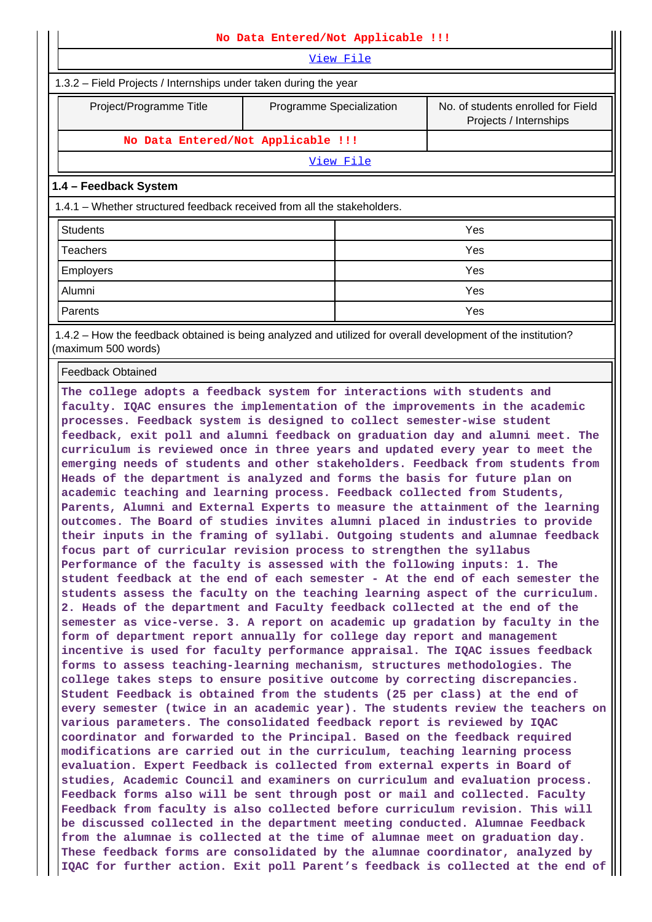No Data Entered/Not Applicable !!!

View File

1.3.2 – Field Projects / Internships under taken during the year

| Project/Programme Title | Programme Specialization | No. of students enrolled for Field Projects / Internships |
|---|---|---|
| No Data Entered/Not Applicable !!! | | |

View File

**1.4 – Feedback System**

1.4.1 – Whether structured feedback received from all the stakeholders.

| | |
|---|---|
| Students | Yes |
| Teachers | Yes |
| Employers | Yes |
| Alumni | Yes |
| Parents | Yes |

1.4.2 – How the feedback obtained is being analyzed and utilized for overall development of the institution? (maximum 500 words)

Feedback Obtained

The college adopts a feedback system for interactions with students and faculty. IQAC ensures the implementation of the improvements in the academic processes. Feedback system is designed to collect semester-wise student feedback, exit poll and alumni feedback on graduation day and alumni meet. The curriculum is reviewed once in three years and updated every year to meet the emerging needs of students and other stakeholders. Feedback from students from Heads of the department is analyzed and forms the basis for future plan on academic teaching and learning process. Feedback collected from Students, Parents, Alumni and External Experts to measure the attainment of the learning outcomes. The Board of studies invites alumni placed in industries to provide their inputs in the framing of syllabi. Outgoing students and alumnae feedback focus part of curricular revision process to strengthen the syllabus Performance of the faculty is assessed with the following inputs: 1. The student feedback at the end of each semester - At the end of each semester the students assess the faculty on the teaching learning aspect of the curriculum. 2. Heads of the department and Faculty feedback collected at the end of the semester as vice-verse. 3. A report on academic up gradation by faculty in the form of department report annually for college day report and management incentive is used for faculty performance appraisal. The IQAC issues feedback forms to assess teaching-learning mechanism, structures methodologies. The college takes steps to ensure positive outcome by correcting discrepancies. Student Feedback is obtained from the students (25 per class) at the end of every semester (twice in an academic year). The students review the teachers on various parameters. The consolidated feedback report is reviewed by IQAC coordinator and forwarded to the Principal. Based on the feedback required modifications are carried out in the curriculum, teaching learning process evaluation. Expert Feedback is collected from external experts in Board of studies, Academic Council and examiners on curriculum and evaluation process. Feedback forms also will be sent through post or mail and collected. Faculty Feedback from faculty is also collected before curriculum revision. This will be discussed collected in the department meeting conducted. Alumnae Feedback from the alumnae is collected at the time of alumnae meet on graduation day. These feedback forms are consolidated by the alumnae coordinator, analyzed by IQAC for further action. Exit poll Parent's feedback is collected at the end of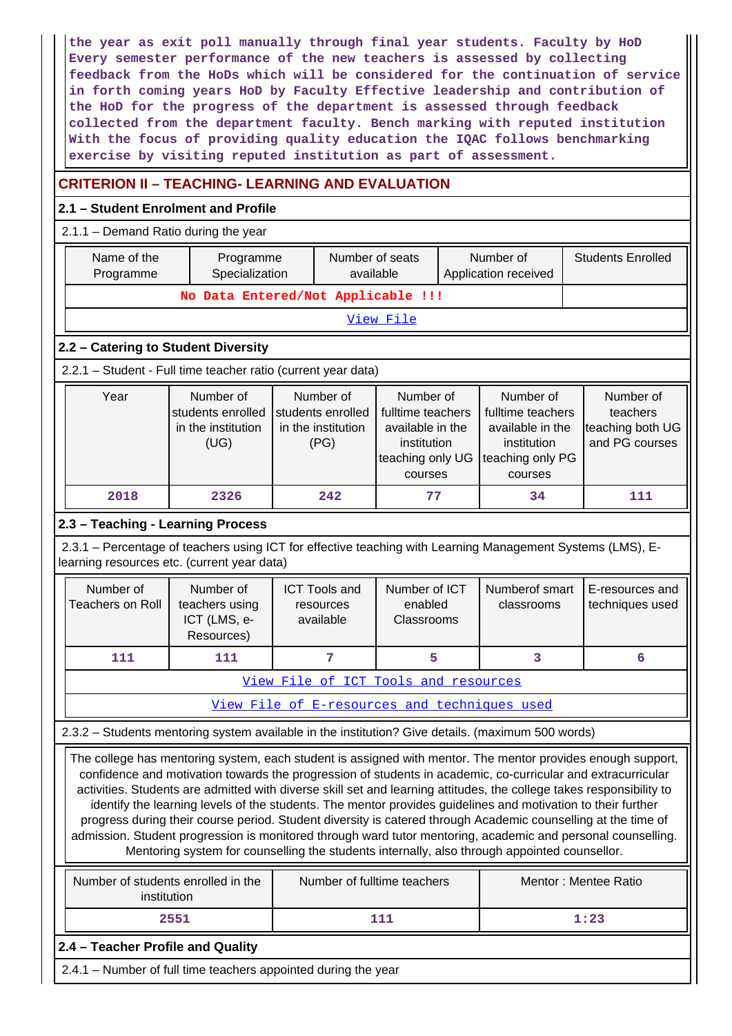the year as exit poll manually through final year students. Faculty by HoD Every semester performance of the new teachers is assessed by collecting feedback from the HoDs which will be considered for the continuation of service in forth coming years HoD by Faculty Effective leadership and contribution of the HoD for the progress of the department is assessed through feedback collected from the department faculty. Bench marking with reputed institution With the focus of providing quality education the IQAC follows benchmarking exercise by visiting reputed institution as part of assessment.

## CRITERION II – TEACHING- LEARNING AND EVALUATION

### 2.1 – Student Enrolment and Profile

2.1.1 – Demand Ratio during the year

| Name of the Programme | Programme Specialization | Number of seats available | Number of Application received | Students Enrolled |
|---|---|---|---|---|
| No Data Entered/Not Applicable !!! | | | | |
| View File | | | | |

### 2.2 – Catering to Student Diversity

2.2.1 – Student - Full time teacher ratio (current year data)

| Year | Number of students enrolled in the institution (UG) | Number of students enrolled in the institution (PG) | Number of fulltime teachers available in the institution teaching only UG courses | Number of fulltime teachers available in the institution teaching only PG courses | Number of teachers teaching both UG and PG courses |
|---|---|---|---|---|---|
| 2018 | 2326 | 242 | 77 | 34 | 111 |

### 2.3 – Teaching - Learning Process

2.3.1 – Percentage of teachers using ICT for effective teaching with Learning Management Systems (LMS), E-learning resources etc. (current year data)

| Number of Teachers on Roll | Number of teachers using ICT (LMS, e-Resources) | ICT Tools and resources available | Number of ICT enabled Classrooms | Numberof smart classrooms | E-resources and techniques used |
|---|---|---|---|---|---|
| 111 | 111 | 7 | 5 | 3 | 6 |
| View File of ICT Tools and resources | | | | | |
| View File of E-resources and techniques used | | | | | |

2.3.2 – Students mentoring system available in the institution? Give details. (maximum 500 words)

The college has mentoring system, each student is assigned with mentor. The mentor provides enough support, confidence and motivation towards the progression of students in academic, co-curricular and extracurricular activities. Students are admitted with diverse skill set and learning attitudes, the college takes responsibility to identify the learning levels of the students. The mentor provides guidelines and motivation to their further progress during their course period. Student diversity is catered through Academic counselling at the time of admission. Student progression is monitored through ward tutor mentoring, academic and personal counselling. Mentoring system for counselling the students internally, also through appointed counselor.

| Number of students enrolled in the institution | Number of fulltime teachers | Mentor : Mentee Ratio |
|---|---|---|
| 2551 | 111 | 1:23 |

### 2.4 – Teacher Profile and Quality

2.4.1 – Number of full time teachers appointed during the year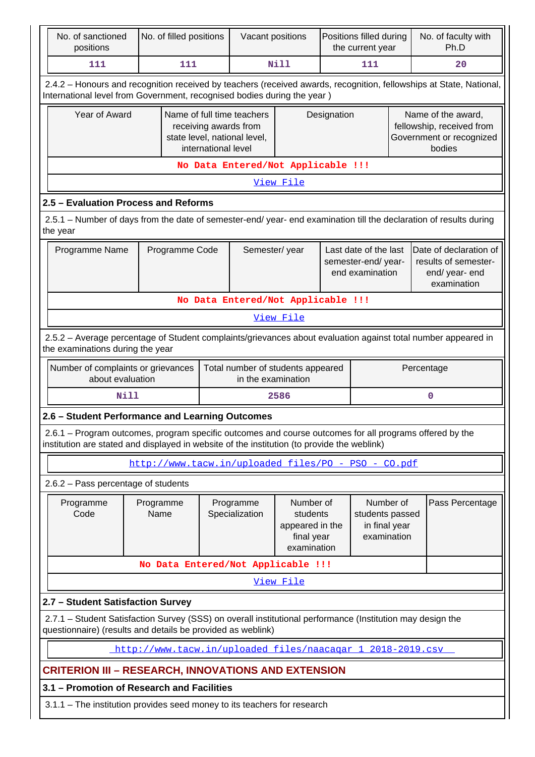| No. of sanctioned positions | No. of filled positions | Vacant positions | Positions filled during the current year | No. of faculty with Ph.D |
|---|---|---|---|---|
| 111 | 111 | Nill | 111 | 20 |

2.4.2 – Honours and recognition received by teachers (received awards, recognition, fellowships at State, National, International level from Government, recognised bodies during the year )

| Year of Award | Name of full time teachers receiving awards from state level, national level, international level | Designation | Name of the award, fellowship, received from Government or recognized bodies |
|---|---|---|---|
| No Data Entered/Not Applicable !!! | | | |
| View File | | | |

### 2.5 – Evaluation Process and Reforms

2.5.1 – Number of days from the date of semester-end/ year- end examination till the declaration of results during the year

| Programme Name | Programme Code | Semester/ year | Last date of the last semester-end/ year- end examination | Date of declaration of results of semester-end/ year- end examination |
|---|---|---|---|---|
| No Data Entered/Not Applicable !!! | | | | |
| View File | | | | |

2.5.2 – Average percentage of Student complaints/grievances about evaluation against total number appeared in the examinations during the year

| Number of complaints or grievances about evaluation | Total number of students appeared in the examination | Percentage |
|---|---|---|
| Nill | 2586 | 0 |

### 2.6 – Student Performance and Learning Outcomes

2.6.1 – Program outcomes, program specific outcomes and course outcomes for all programs offered by the institution are stated and displayed in website of the institution (to provide the weblink)

http://www.tacw.in/uploaded_files/PO - PSO - CO.pdf

2.6.2 – Pass percentage of students

| Programme Code | Programme Name | Programme Specialization | Number of students appeared in the final year examination | Number of students passed in final year examination | Pass Percentage |
|---|---|---|---|---|---|
| No Data Entered/Not Applicable !!! | | | | | |
| View File | | | | | |

### 2.7 – Student Satisfaction Survey

2.7.1 – Student Satisfaction Survey (SSS) on overall institutional performance (Institution may design the questionnaire) (results and details be provided as weblink)

http://www.tacw.in/uploaded_files/naacaqar_1_2018-2019.csv

## CRITERION III – RESEARCH, INNOVATIONS AND EXTENSION

### 3.1 – Promotion of Research and Facilities

3.1.1 – The institution provides seed money to its teachers for research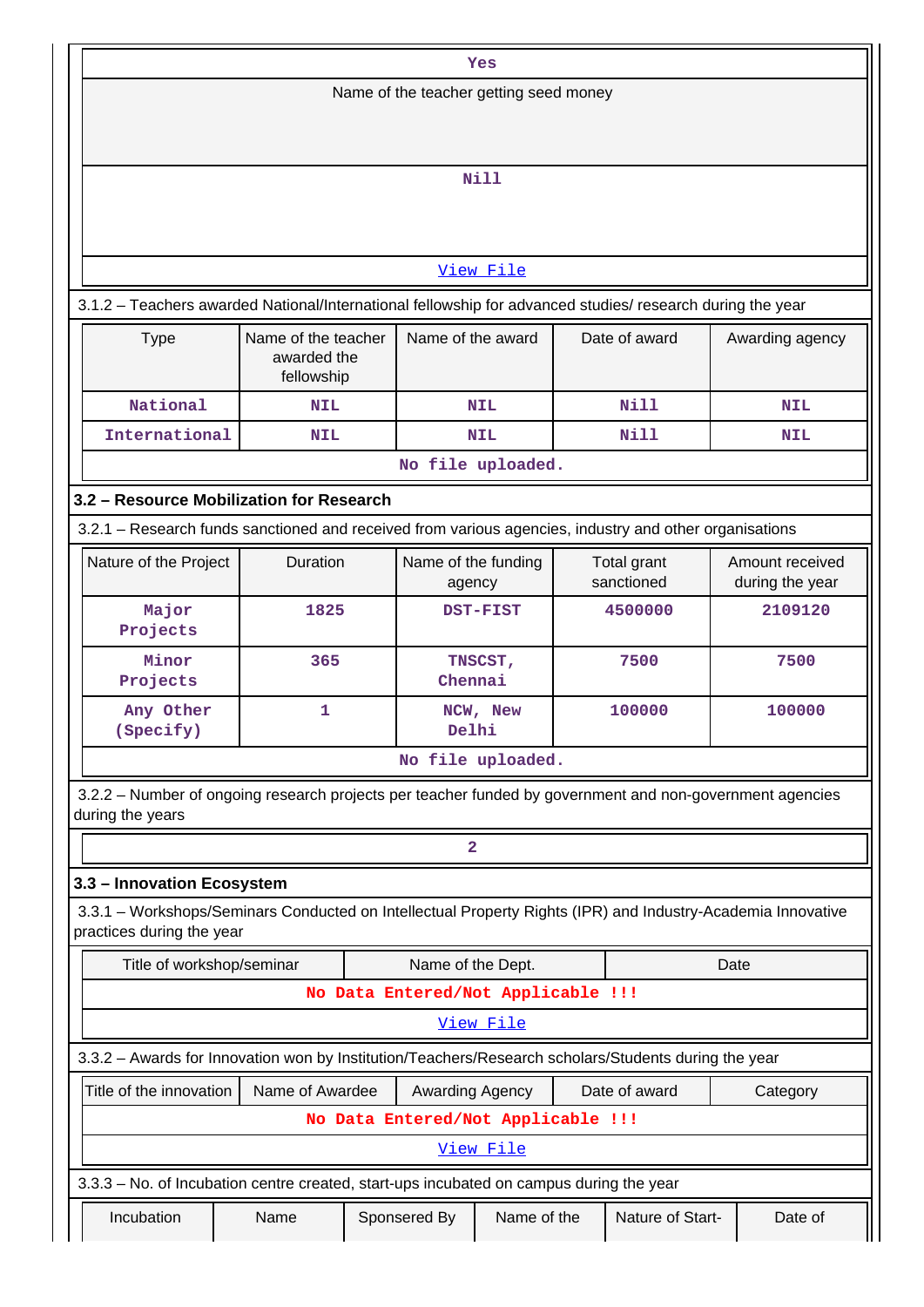| Yes |
|---|
| Name of the teacher getting seed money |
| Nill |
| View File |

3.1.2 – Teachers awarded National/International fellowship for advanced studies/ research during the year

| Type | Name of the teacher awarded the fellowship | Name of the award | Date of award | Awarding agency |
|---|---|---|---|---|
| National | NIL | NIL | Nill | NIL |
| International | NIL | NIL | Nill | NIL |
| No file uploaded. | | | | |

### 3.2 – Resource Mobilization for Research

3.2.1 – Research funds sanctioned and received from various agencies, industry and other organisations

| Nature of the Project | Duration | Name of the funding agency | Total grant sanctioned | Amount received during the year |
|---|---|---|---|---|
| Major Projects | 1825 | DST-FIST | 4500000 | 2109120 |
| Minor Projects | 365 | TNSCST, Chennai | 7500 | 7500 |
| Any Other (Specify) | 1 | NCW, New Delhi | 100000 | 100000 |
| No file uploaded. | | | | |

3.2.2 – Number of ongoing research projects per teacher funded by government and non-government agencies during the years

| 2 |
|---|

### 3.3 – Innovation Ecosystem

3.3.1 – Workshops/Seminars Conducted on Intellectual Property Rights (IPR) and Industry-Academia Innovative practices during the year

| Title of workshop/seminar | Name of the Dept. | Date |
|---|---|---|
| No Data Entered/Not Applicable !!! | | |
| View File | | |

3.3.2 – Awards for Innovation won by Institution/Teachers/Research scholars/Students during the year

| Title of the innovation | Name of Awardee | Awarding Agency | Date of award | Category |
|---|---|---|---|---|
| No Data Entered/Not Applicable !!! | | | | |
| View File | | | | |

3.3.3 – No. of Incubation centre created, start-ups incubated on campus during the year

| Incubation | Name | Sponsered By | Name of the | Nature of Start- | Date of |
|---|---|---|---|---|---|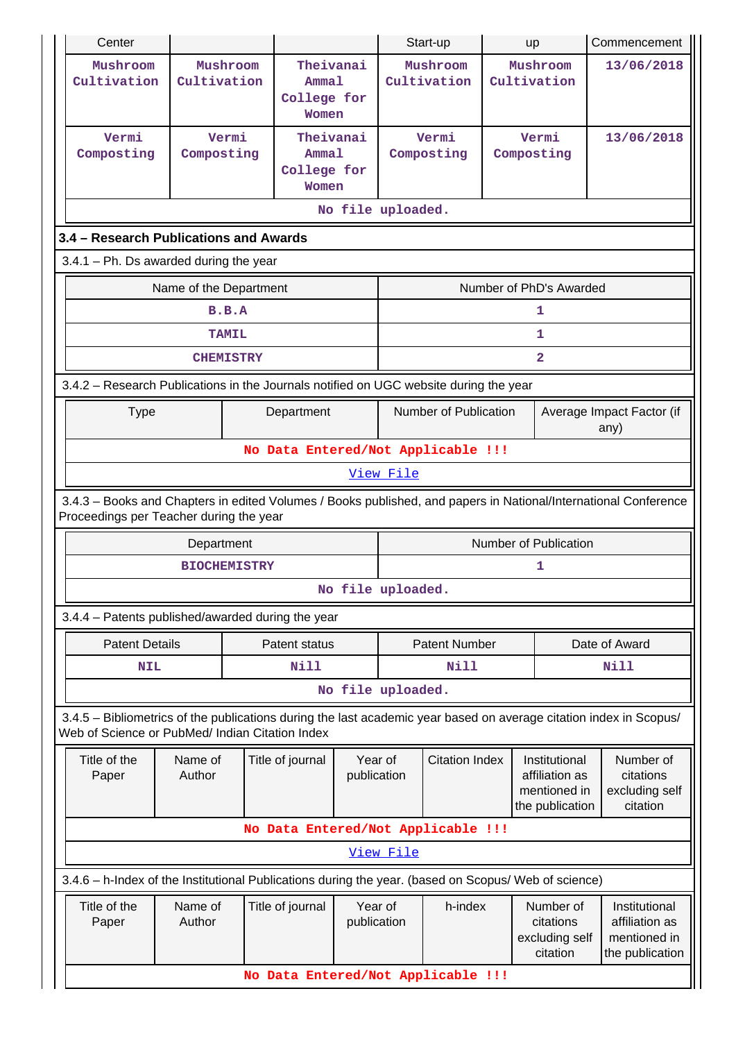| Center | | | Start-up | up | Commencement |
|---|---|---|---|---|---|
| Mushroom Cultivation | Mushroom Cultivation | Theivanai Ammal College for Women | Mushroom Cultivation | Mushroom Cultivation | 13/06/2018 |
| Vermi Composting | Vermi Composting | Theivanai Ammal College for Women | Vermi Composting | Vermi Composting | 13/06/2018 |
| No file uploaded. | | | | | |

**3.4 – Research Publications and Awards**

3.4.1 – Ph. Ds awarded during the year

| Name of the Department | Number of PhD's Awarded |
|---|---|
| B.B.A | 1 |
| TAMIL | 1 |
| CHEMISTRY | 2 |

3.4.2 – Research Publications in the Journals notified on UGC website during the year

| Type | Department | Number of Publication | Average Impact Factor (if any) |
|---|---|---|---|
| No Data Entered/Not Applicable !!! | | | |
| View File | | | |

3.4.3 – Books and Chapters in edited Volumes / Books published, and papers in National/International Conference Proceedings per Teacher during the year

| Department | Number of Publication |
|---|---|
| BIOCHEMISTRY | 1 |
| No file uploaded. | |

3.4.4 – Patents published/awarded during the year

| Patent Details | Patent status | Patent Number | Date of Award |
|---|---|---|---|
| NIL | Nill | Nill | Nill |
| No file uploaded. | | | |

3.4.5 – Bibliometrics of the publications during the last academic year based on average citation index in Scopus/ Web of Science or PubMed/ Indian Citation Index

| Title of the Paper | Name of Author | Title of journal | Year of publication | Citation Index | Institutional affiliation as mentioned in the publication | Number of citations excluding self citation |
|---|---|---|---|---|---|---|
| No Data Entered/Not Applicable !!! | | | | | | |
| View File | | | | | | |

3.4.6 – h-Index of the Institutional Publications during the year. (based on Scopus/ Web of science)

| Title of the Paper | Name of Author | Title of journal | Year of publication | h-index | Number of citations excluding self citation | Institutional affiliation as mentioned in the publication |
|---|---|---|---|---|---|---|
| No Data Entered/Not Applicable !!! | | | | | | |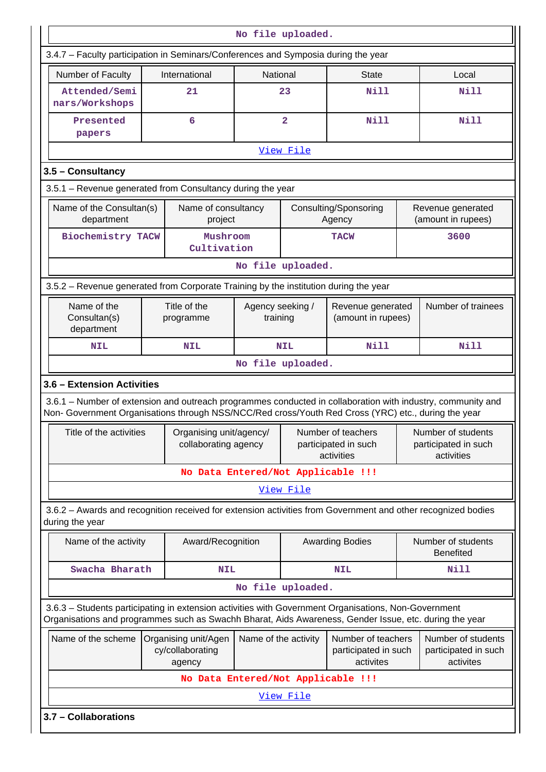No file uploaded.

3.4.7 – Faculty participation in Seminars/Conferences and Symposia during the year

| Number of Faculty | International | National | State | Local |
|---|---|---|---|---|
| Attended/Seminars/Workshops | 21 | 23 | Nill | Nill |
| Presented papers | 6 | 2 | Nill | Nill |

View File

### 3.5 – Consultancy

3.5.1 – Revenue generated from Consultancy during the year

| Name of the Consultan(s) department | Name of consultancy project | Consulting/Sponsoring Agency | Revenue generated (amount in rupees) |
|---|---|---|---|
| Biochemistry TACW | Mushroom Cultivation | TACW | 3600 |

No file uploaded.

3.5.2 – Revenue generated from Corporate Training by the institution during the year

| Name of the Consultan(s) department | Title of the programme | Agency seeking / training | Revenue generated (amount in rupees) | Number of trainees |
|---|---|---|---|---|
| NIL | NIL | NIL | Nill | Nill |

No file uploaded.

### 3.6 – Extension Activities

3.6.1 – Number of extension and outreach programmes conducted in collaboration with industry, community and Non- Government Organisations through NSS/NCC/Red cross/Youth Red Cross (YRC) etc., during the year

| Title of the activities | Organising unit/agency/ collaborating agency | Number of teachers participated in such activities | Number of students participated in such activities |
|---|---|---|---|
| No Data Entered/Not Applicable !!! | | | |

View File

3.6.2 – Awards and recognition received for extension activities from Government and other recognized bodies during the year

| Name of the activity | Award/Recognition | Awarding Bodies | Number of students Benefited |
|---|---|---|---|
| Swacha Bharath | NIL | NIL | Nill |

No file uploaded.

3.6.3 – Students participating in extension activities with Government Organisations, Non-Government Organisations and programmes such as Swachh Bharat, Aids Awareness, Gender Issue, etc. during the year

| Name of the scheme | Organising unit/Agency/collaborating agency | Name of the activity | Number of teachers participated in such activites | Number of students participated in such activites |
|---|---|---|---|---|
| No Data Entered/Not Applicable !!! | | | | |

View File

### 3.7 – Collaborations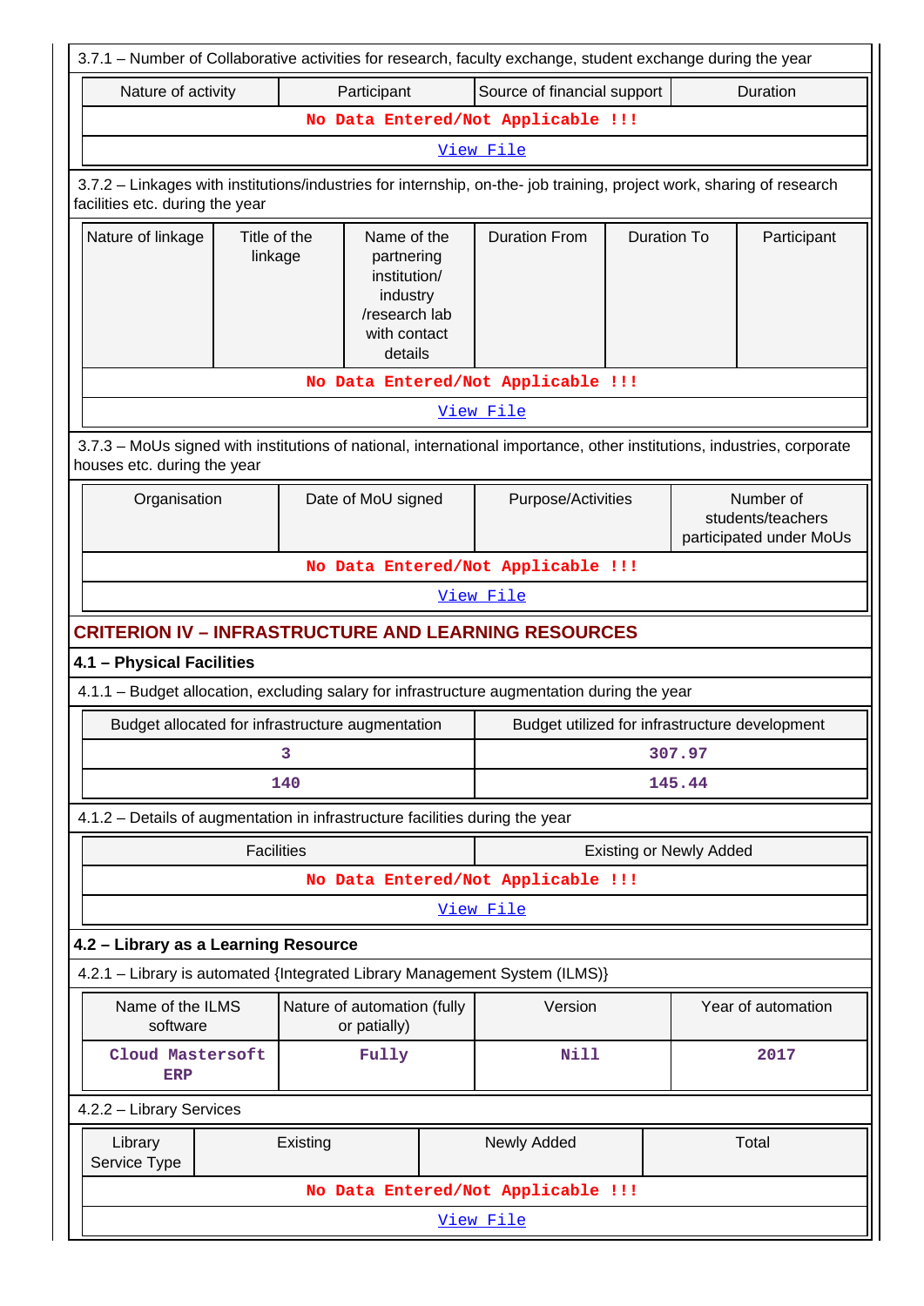3.7.1 – Number of Collaborative activities for research, faculty exchange, student exchange during the year

| Nature of activity | Participant | Source of financial support | Duration |
|---|---|---|---|
| No Data Entered/Not Applicable !!! | | | |
| View File | | | |

3.7.2 – Linkages with institutions/industries for internship, on-the- job training, project work, sharing of research facilities etc. during the year

| Nature of linkage | Title of the linkage | Name of the partnering institution/ industry /research lab with contact details | Duration From | Duration To | Participant |
|---|---|---|---|---|---|
| No Data Entered/Not Applicable !!! | | | | | |
| View File | | | | | |

3.7.3 – MoUs signed with institutions of national, international importance, other institutions, industries, corporate houses etc. during the year

| Organisation | Date of MoU signed | Purpose/Activities | Number of students/teachers participated under MoUs |
|---|---|---|---|
| No Data Entered/Not Applicable !!! | | | |
| View File | | | |

## CRITERION IV – INFRASTRUCTURE AND LEARNING RESOURCES

### 4.1 – Physical Facilities

4.1.1 – Budget allocation, excluding salary for infrastructure augmentation during the year

| Budget allocated for infrastructure augmentation | Budget utilized for infrastructure development |
|---|---|
| 3 | 307.97 |
| 140 | 145.44 |

4.1.2 – Details of augmentation in infrastructure facilities during the year

| Facilities | Existing or Newly Added |
|---|---|
| No Data Entered/Not Applicable !!! | |
| View File | |

### 4.2 – Library as a Learning Resource

4.2.1 – Library is automated {Integrated Library Management System (ILMS)}

| Name of the ILMS software | Nature of automation (fully or patially) | Version | Year of automation |
|---|---|---|---|
| Cloud Mastersoft ERP | Fully | Nill | 2017 |

4.2.2 – Library Services

| Library Service Type | Existing | Newly Added | Total |
|---|---|---|---|
| No Data Entered/Not Applicable !!! | | | |
| View File | | | |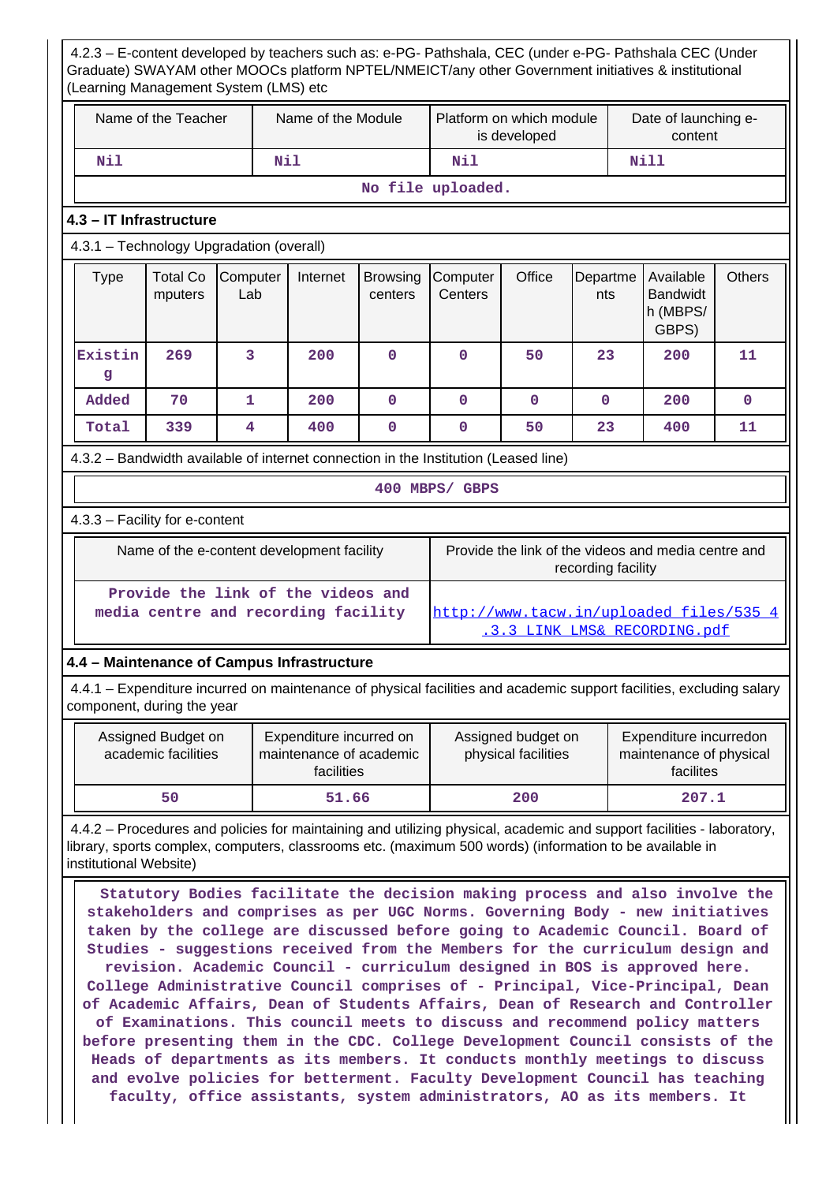4.2.3 – E-content developed by teachers such as: e-PG- Pathshala, CEC (under e-PG- Pathshala CEC (Under Graduate) SWAYAM other MOOCs platform NPTEL/NMEICT/any other Government initiatives & institutional (Learning Management System (LMS) etc

| Name of the Teacher | Name of the Module | Platform on which module is developed | Date of launching e-content |
|---|---|---|---|
| Nil | Nil | Nil | Nill |
| No file uploaded. | | | |

### 4.3 – IT Infrastructure

4.3.1 – Technology Upgradation (overall)

| Type | Total Computers | Computer Lab | Internet | Browsing centers | Computer Centers | Office | Departments | Available Bandwidth (MBPS/ GBPS) | Others |
|---|---|---|---|---|---|---|---|---|---|
| Existing | 269 | 3 | 200 | 0 | 0 | 50 | 23 | 200 | 11 |
| Added | 70 | 1 | 200 | 0 | 0 | 0 | 0 | 200 | 0 |
| Total | 339 | 4 | 400 | 0 | 0 | 50 | 23 | 400 | 11 |

4.3.2 – Bandwidth available of internet connection in the Institution (Leased line)

400 MBPS/ GBPS

4.3.3 – Facility for e-content

| Name of the e-content development facility | Provide the link of the videos and media centre and recording facility |
|---|---|
| Provide the link of the videos and media centre and recording facility | http://www.tacw.in/uploaded_files/535_4.3.3_LINK_LMS&_RECORDING.pdf |

### 4.4 – Maintenance of Campus Infrastructure

4.4.1 – Expenditure incurred on maintenance of physical facilities and academic support facilities, excluding salary component, during the year

| Assigned Budget on academic facilities | Expenditure incurred on maintenance of academic facilities | Assigned budget on physical facilities | Expenditure incurredon maintenance of physical facilites |
|---|---|---|---|
| 50 | 51.66 | 200 | 207.1 |

4.4.2 – Procedures and policies for maintaining and utilizing physical, academic and support facilities - laboratory, library, sports complex, computers, classrooms etc. (maximum 500 words) (information to be available in institutional Website)

Statutory Bodies facilitate the decision making process and also involve the stakeholders and comprises as per UGC Norms. Governing Body - new initiatives taken by the college are discussed before going to Academic Council. Board of Studies - suggestions received from the Members for the curriculum design and revision. Academic Council - curriculum designed in BOS is approved here. College Administrative Council comprises of - Principal, Vice-Principal, Dean of Academic Affairs, Dean of Students Affairs, Dean of Research and Controller of Examinations. This council meets to discuss and recommend policy matters before presenting them in the CDC. College Development Council consists of the Heads of departments as its members. It conducts monthly meetings to discuss and evolve policies for betterment. Faculty Development Council has teaching faculty, office assistants, system administrators, AO as its members. It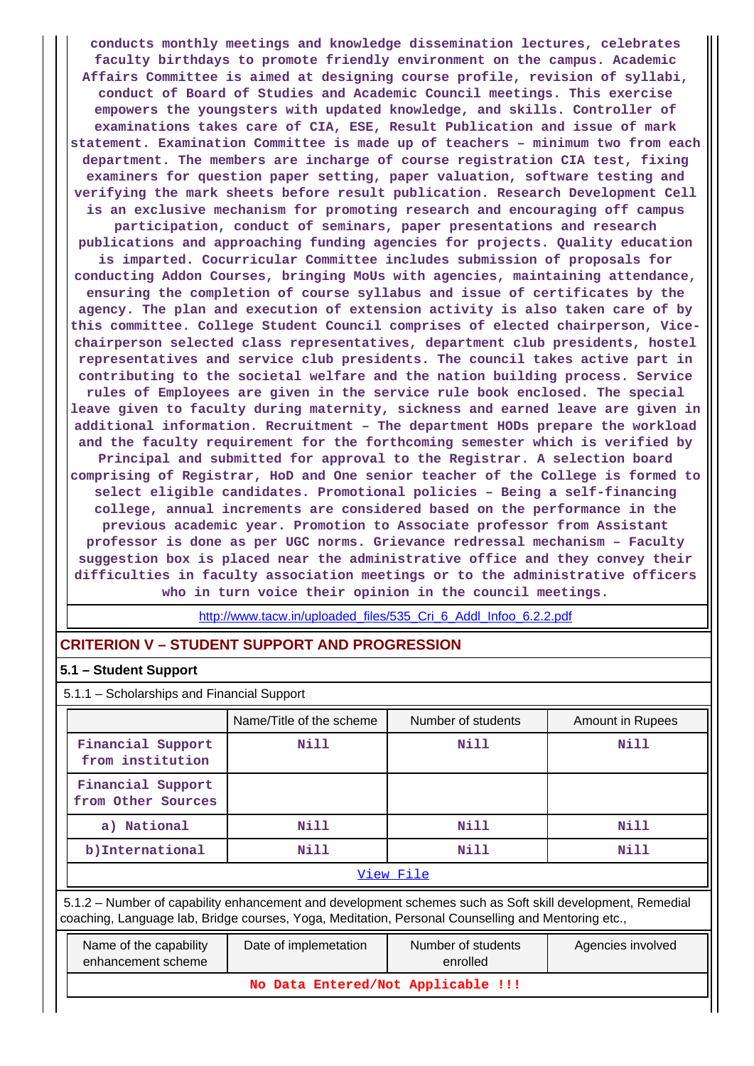conducts monthly meetings and knowledge dissemination lectures, celebrates faculty birthdays to promote friendly environment on the campus. Academic Affairs Committee is aimed at designing course profile, revision of syllabi, conduct of Board of Studies and Academic Council meetings. This exercise empowers the youngsters with updated knowledge, and skills. Controller of examinations takes care of CIA, ESE, Result Publication and issue of mark statement. Examination Committee is made up of teachers – minimum two from each department. The members are incharge of course registration CIA test, fixing examiners for question paper setting, paper valuation, software testing and verifying the mark sheets before result publication. Research Development Cell is an exclusive mechanism for promoting research and encouraging off campus participation, conduct of seminars, paper presentations and research publications and approaching funding agencies for projects. Quality education is imparted. Cocurricular Committee includes submission of proposals for conducting Addon Courses, bringing MoUs with agencies, maintaining attendance, ensuring the completion of course syllabus and issue of certificates by the agency. The plan and execution of extension activity is also taken care of by this committee. College Student Council comprises of elected chairperson, Vice-chairperson selected class representatives, department club presidents, hostel representatives and service club presidents. The council takes active part in contributing to the societal welfare and the nation building process. Service rules of Employees are given in the service rule book enclosed. The special leave given to faculty during maternity, sickness and earned leave are given in additional information. Recruitment – The department HODs prepare the workload and the faculty requirement for the forthcoming semester which is verified by Principal and submitted for approval to the Registrar. A selection board comprising of Registrar, HoD and One senior teacher of the College is formed to select eligible candidates. Promotional policies – Being a self-financing college, annual increments are considered based on the performance in the previous academic year. Promotion to Associate professor from Assistant professor is done as per UGC norms. Grievance redressal mechanism – Faculty suggestion box is placed near the administrative office and they convey their difficulties in faculty association meetings or to the administrative officers who in turn voice their opinion in the council meetings.

http://www.tacw.in/uploaded_files/535_Cri_6_Addl_Infoo_6.2.2.pdf

## CRITERION V – STUDENT SUPPORT AND PROGRESSION

### 5.1 – Student Support

5.1.1 – Scholarships and Financial Support

| | Name/Title of the scheme | Number of students | Amount in Rupees |
|---|---|---|---|
| Financial Support from institution | Nill | Nill | Nill |
| Financial Support from Other Sources | | | |
| a) National | Nill | Nill | Nill |
| b)International | Nill | Nill | Nill |

View File

5.1.2 – Number of capability enhancement and development schemes such as Soft skill development, Remedial coaching, Language lab, Bridge courses, Yoga, Meditation, Personal Counselling and Mentoring etc.,

| Name of the capability enhancement scheme | Date of implemetation | Number of students enrolled | Agencies involved |
|---|---|---|---|
| No Data Entered/Not Applicable !!! | | | |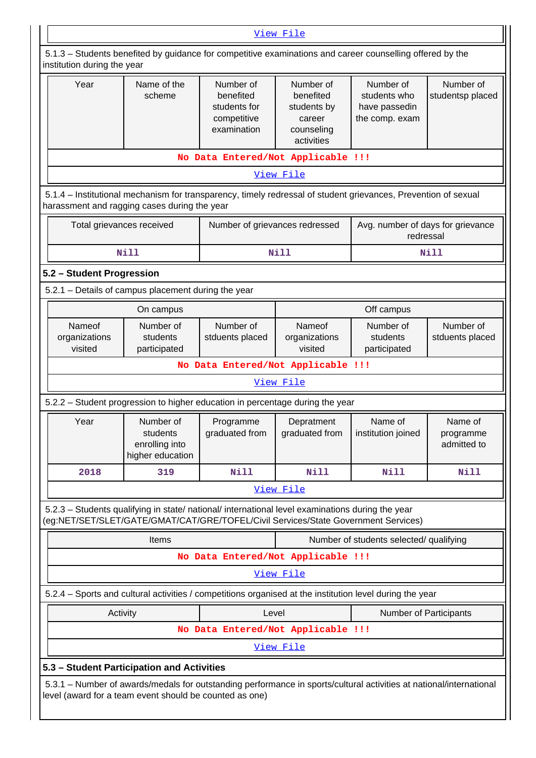| View File |
|---|

5.1.3 – Students benefited by guidance for competitive examinations and career counselling offered by the institution during the year

| Year | Name of the scheme | Number of benefited students for competitive examination | Number of benefited students by career counseling activities | Number of students who have passedin the comp. exam | Number of studentsp placed |
|---|---|---|---|---|---|
| No Data Entered/Not Applicable !!! | | | | | |
| View File | | | | | |

5.1.4 – Institutional mechanism for transparency, timely redressal of student grievances, Prevention of sexual harassment and ragging cases during the year

| Total grievances received | Number of grievances redressed | Avg. number of days for grievance redressal |
|---|---|---|
| Nill | Nill | Nill |

**5.2 – Student Progression**

5.2.1 – Details of campus placement during the year

| On campus | | | Off campus | | |
|---|---|---|---|---|---|
| Nameof organizations visited | Number of students participated | Number of stduents placed | Nameof organizations visited | Number of students participated | Number of stduents placed |
| No Data Entered/Not Applicable !!! | | | | | |
| View File | | | | | |

5.2.2 – Student progression to higher education in percentage during the year

| Year | Number of students enrolling into higher education | Programme graduated from | Depratment graduated from | Name of institution joined | Name of programme admitted to |
|---|---|---|---|---|---|
| 2018 | 319 | Nill | Nill | Nill | Nill |
| View File | | | | | |

5.2.3 – Students qualifying in state/ national/ international level examinations during the year (eg:NET/SET/SLET/GATE/GMAT/CAT/GRE/TOFEL/Civil Services/State Government Services)

| Items | Number of students selected/ qualifying |
|---|---|
| No Data Entered/Not Applicable !!! | |
| View File | |

5.2.4 – Sports and cultural activities / competitions organised at the institution level during the year

| Activity | Level | Number of Participants |
|---|---|---|
| No Data Entered/Not Applicable !!! | | |
| View File | | |

**5.3 – Student Participation and Activities**

5.3.1 – Number of awards/medals for outstanding performance in sports/cultural activities at national/international level (award for a team event should be counted as one)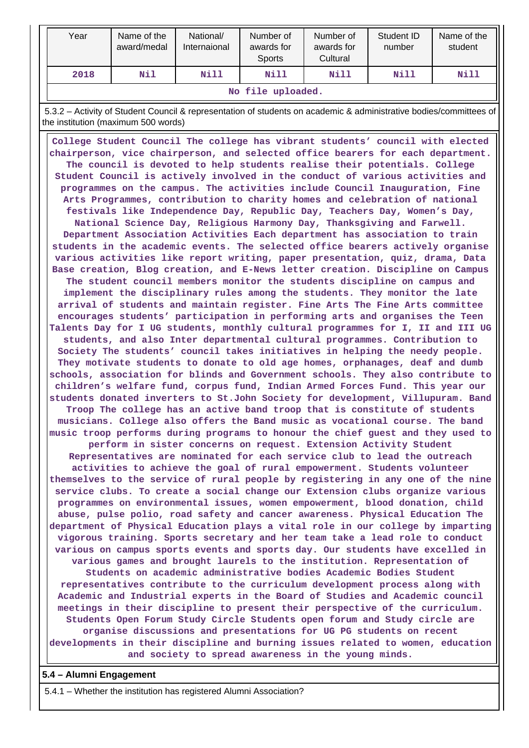| Year | Name of the award/medal | National/ Internaional | Number of awards for Sports | Number of awards for Cultural | Student ID number | Name of the student |
|---|---|---|---|---|---|---|
| 2018 | Nil | Nill | Nill | Nill | Nill | Nill |

No file uploaded.

5.3.2 – Activity of Student Council & representation of students on academic & administrative bodies/committees of the institution (maximum 500 words)

College Student Council The college has vibrant students' council with elected chairperson, vice chairperson, and selected office bearers for each department. The council is devoted to help students realise their potentials. College Student Council is actively involved in the conduct of various activities and programmes on the campus. The activities include Council Inauguration, Fine Arts Programmes, contribution to charity homes and celebration of national festivals like Independence Day, Republic Day, Teachers Day, Women's Day, National Science Day, Religious Harmony Day, Thanksgiving and Farwell. Department Association Activities Each department has association to train students in the academic events. The selected office bearers actively organise various activities like report writing, paper presentation, quiz, drama, Data Base creation, Blog creation, and E-News letter creation. Discipline on Campus The student council members monitor the students discipline on campus and implement the disciplinary rules among the students. They monitor the late arrival of students and maintain register. Fine Arts The Fine Arts committee encourages students' participation in performing arts and organises the Teen Talents Day for I UG students, monthly cultural programmes for I, II and III UG students, and also Inter departmental cultural programmes. Contribution to Society The students' council takes initiatives in helping the needy people. They motivate students to donate to old age homes, orphanages, deaf and dumb schools, association for blinds and Government schools. They also contribute to children's welfare fund, corpus fund, Indian Armed Forces Fund. This year our students donated inverters to St.John Society for development, Villupuram. Band Troop The college has an active band troop that is constitute of students musicians. College also offers the Band music as vocational course. The band music troop performs during programs to honour the chief guest and they used to perform in sister concerns on request. Extension Activity Student Representatives are nominated for each service club to lead the outreach activities to achieve the goal of rural empowerment. Students volunteer themselves to the service of rural people by registering in any one of the nine service clubs. To create a social change our Extension clubs organize various programmes on environmental issues, women empowerment, blood donation, child abuse, pulse polio, road safety and cancer awareness. Physical Education The department of Physical Education plays a vital role in our college by imparting vigorous training. Sports secretary and her team take a lead role to conduct various on campus sports events and sports day. Our students have excelled in various games and brought laurels to the institution. Representation of Students on academic administrative bodies Academic Bodies Student representatives contribute to the curriculum development process along with Academic and Industrial experts in the Board of Studies and Academic council meetings in their discipline to present their perspective of the curriculum. Students Open Forum Study Circle Students open forum and Study circle are organise discussions and presentations for UG PG students on recent developments in their discipline and burning issues related to women, education and society to spread awareness in the young minds.

**5.4 – Alumni Engagement**

5.4.1 – Whether the institution has registered Alumni Association?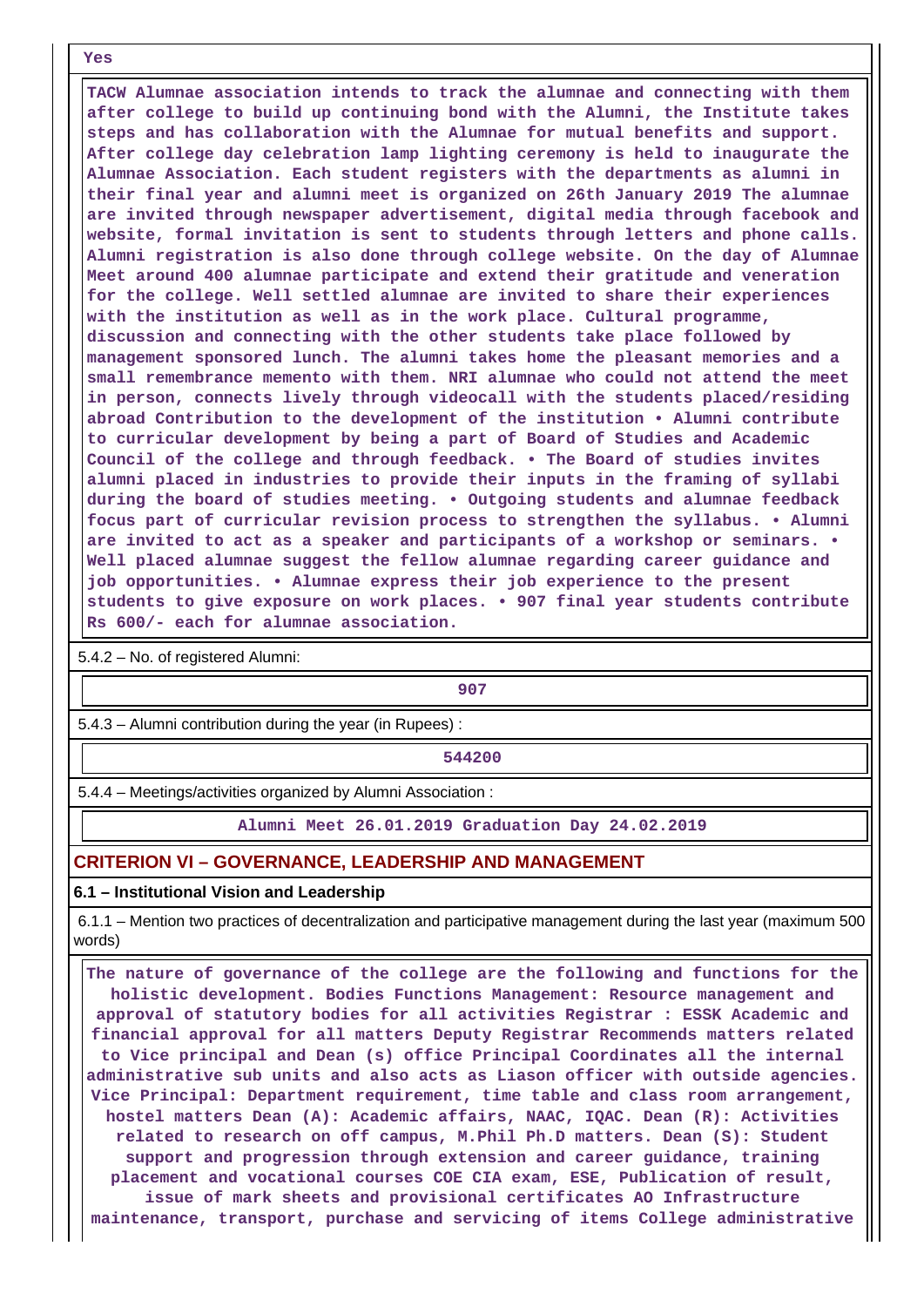Yes

TACW Alumnae association intends to track the alumnae and connecting with them after college to build up continuing bond with the Alumni, the Institute takes steps and has collaboration with the Alumnae for mutual benefits and support. After college day celebration lamp lighting ceremony is held to inaugurate the Alumnae Association. Each student registers with the departments as alumni in their final year and alumni meet is organized on 26th January 2019 The alumnae are invited through newspaper advertisement, digital media through facebook and website, formal invitation is sent to students through letters and phone calls. Alumni registration is also done through college website. On the day of Alumnae Meet around 400 alumnae participate and extend their gratitude and veneration for the college. Well settled alumnae are invited to share their experiences with the institution as well as in the work place. Cultural programme, discussion and connecting with the other students take place followed by management sponsored lunch. The alumni takes home the pleasant memories and a small remembrance memento with them. NRI alumnae who could not attend the meet in person, connects lively through videocall with the students placed/residing abroad Contribution to the development of the institution • Alumni contribute to curricular development by being a part of Board of Studies and Academic Council of the college and through feedback. • The Board of studies invites alumni placed in industries to provide their inputs in the framing of syllabi during the board of studies meeting. • Outgoing students and alumnae feedback focus part of curricular revision process to strengthen the syllabus. • Alumni are invited to act as a speaker and participants of a workshop or seminars. • Well placed alumnae suggest the fellow alumnae regarding career guidance and job opportunities. • Alumnae express their job experience to the present students to give exposure on work places. • 907 final year students contribute Rs 600/- each for alumnae association.

5.4.2 – No. of registered Alumni:

907

5.4.3 – Alumni contribution during the year (in Rupees) :

544200

5.4.4 – Meetings/activities organized by Alumni Association :

Alumni Meet 26.01.2019 Graduation Day 24.02.2019

## CRITERION VI – GOVERNANCE, LEADERSHIP AND MANAGEMENT

### 6.1 – Institutional Vision and Leadership

6.1.1 – Mention two practices of decentralization and participative management during the last year (maximum 500 words)

The nature of governance of the college are the following and functions for the holistic development. Bodies Functions Management: Resource management and approval of statutory bodies for all activities Registrar : ESSK Academic and financial approval for all matters Deputy Registrar Recommends matters related to Vice principal and Dean (s) office Principal Coordinates all the internal administrative sub units and also acts as Liason officer with outside agencies. Vice Principal: Department requirement, time table and class room arrangement, hostel matters Dean (A): Academic affairs, NAAC, IQAC. Dean (R): Activities related to research on off campus, M.Phil Ph.D matters. Dean (S): Student support and progression through extension and career guidance, training placement and vocational courses COE CIA exam, ESE, Publication of result, issue of mark sheets and provisional certificates AO Infrastructure maintenance, transport, purchase and servicing of items College administrative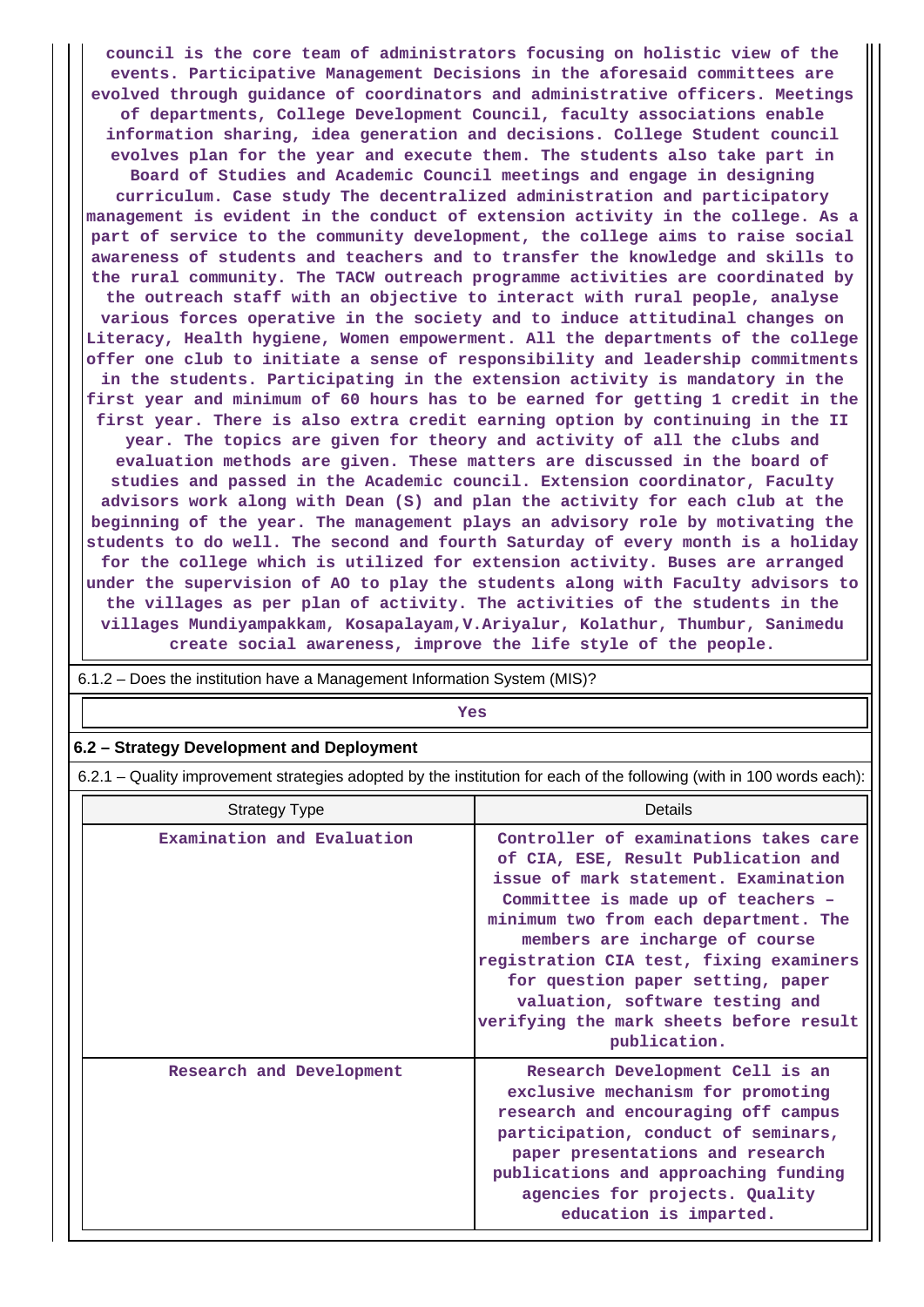council is the core team of administrators focusing on holistic view of the events. Participative Management Decisions in the aforesaid committees are evolved through guidance of coordinators and administrative officers. Meetings of departments, College Development Council, faculty associations enable information sharing, idea generation and decisions. College Student council evolves plan for the year and execute them. The students also take part in Board of Studies and Academic Council meetings and engage in designing curriculum. Case study The decentralized administration and participatory management is evident in the conduct of extension activity in the college. As a part of service to the community development, the college aims to raise social awareness of students and teachers and to transfer the knowledge and skills to the rural community. The TACW outreach programme activities are coordinated by the outreach staff with an objective to interact with rural people, analyse various forces operative in the society and to induce attitudinal changes on Literacy, Health hygiene, Women empowerment. All the departments of the college offer one club to initiate a sense of responsibility and leadership commitments in the students. Participating in the extension activity is mandatory in the first year and minimum of 60 hours has to be earned for getting 1 credit in the first year. There is also extra credit earning option by continuing in the II year. The topics are given for theory and activity of all the clubs and evaluation methods are given. These matters are discussed in the board of studies and passed in the Academic council. Extension coordinator, Faculty advisors work along with Dean (S) and plan the activity for each club at the beginning of the year. The management plays an advisory role by motivating the students to do well. The second and fourth Saturday of every month is a holiday for the college which is utilized for extension activity. Buses are arranged under the supervision of AO to play the students along with Faculty advisors to the villages as per plan of activity. The activities of the students in the villages Mundiyampakkam, Kosapalayam,V.Ariyalur, Kolathur, Thumbur, Sanimedu create social awareness, improve the life style of the people.

6.1.2 – Does the institution have a Management Information System (MIS)?

Yes

## 6.2 – Strategy Development and Deployment

6.2.1 – Quality improvement strategies adopted by the institution for each of the following (with in 100 words each):

| Strategy Type | Details |
|---|---|
| Examination and Evaluation | Controller of examinations takes care of CIA, ESE, Result Publication and issue of mark statement. Examination Committee is made up of teachers – minimum two from each department. The members are incharge of course registration CIA test, fixing examiners for question paper setting, paper valuation, software testing and verifying the mark sheets before result publication. |
| Research and Development | Research Development Cell is an exclusive mechanism for promoting research and encouraging off campus participation, conduct of seminars, paper presentations and research publications and approaching funding agencies for projects. Quality education is imparted. |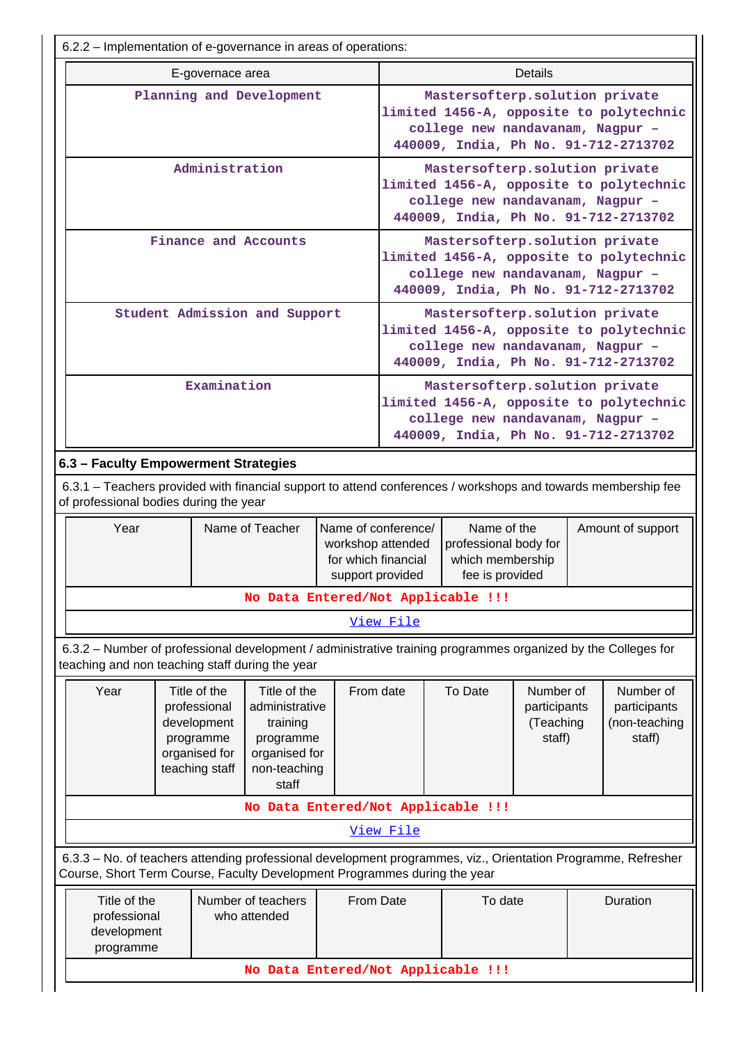6.2.2 – Implementation of e-governance in areas of operations:

| E-governace area | Details |
| --- | --- |
| Planning and Development | Mastersofterp.solution private limited 1456-A, opposite to polytechnic college new nandavanam, Nagpur – 440009, India, Ph No. 91-712-2713702 |
| Administration | Mastersofterp.solution private limited 1456-A, opposite to polytechnic college new nandavanam, Nagpur – 440009, India, Ph No. 91-712-2713702 |
| Finance and Accounts | Mastersofterp.solution private limited 1456-A, opposite to polytechnic college new nandavanam, Nagpur – 440009, India, Ph No. 91-712-2713702 |
| Student Admission and Support | Mastersofterp.solution private limited 1456-A, opposite to polytechnic college new nandavanam, Nagpur – 440009, India, Ph No. 91-712-2713702 |
| Examination | Mastersofterp.solution private limited 1456-A, opposite to polytechnic college new nandavanam, Nagpur – 440009, India, Ph No. 91-712-2713702 |

**6.3 – Faculty Empowerment Strategies**

6.3.1 – Teachers provided with financial support to attend conferences / workshops and towards membership fee of professional bodies during the year

| Year | Name of Teacher | Name of conference/ workshop attended for which financial support provided | Name of the professional body for which membership fee is provided | Amount of support |
| --- | --- | --- | --- | --- |
| No Data Entered/Not Applicable !!! | | | | |

View File

6.3.2 – Number of professional development / administrative training programmes organized by the Colleges for teaching and non teaching staff during the year

| Year | Title of the professional development programme organised for teaching staff | Title of the administrative training programme organised for non-teaching staff | From date | To Date | Number of participants (Teaching staff) | Number of participants (non-teaching staff) |
| --- | --- | --- | --- | --- | --- | --- |
| No Data Entered/Not Applicable !!! | | | | | | |

View File

6.3.3 – No. of teachers attending professional development programmes, viz., Orientation Programme, Refresher Course, Short Term Course, Faculty Development Programmes during the year

| Title of the professional development programme | Number of teachers who attended | From Date | To date | Duration |
| --- | --- | --- | --- | --- |
| No Data Entered/Not Applicable !!! | | | | |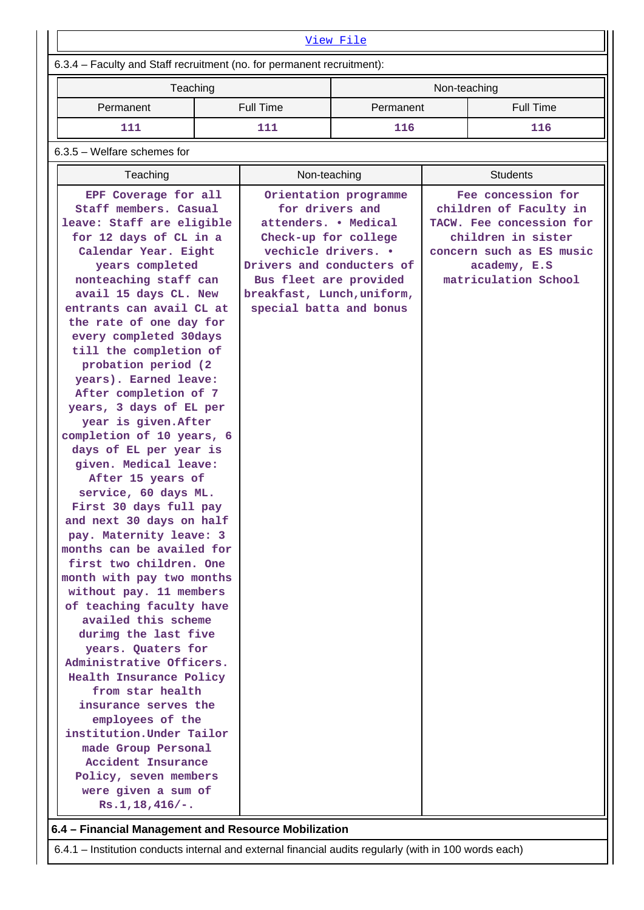[View File]

6.3.4 – Faculty and Staff recruitment (no. for permanent recruitment):

| Teaching | | Non-teaching | |
|---|---|---|---|
| Permanent | Full Time | Permanent | Full Time |
| 111 | 111 | 116 | 116 |

6.3.5 – Welfare schemes for

| Teaching | Non-teaching | Students |
|---|---|---|
| EPF Coverage for all Staff members. Casual leave: Staff are eligible for 12 days of CL in a Calendar Year. Eight years completed nonteaching staff can avail 15 days CL. New entrants can avail CL at the rate of one day for every completed 30days till the completion of probation period (2 years). Earned leave: After completion of 7 years, 3 days of EL per year is given.After completion of 10 years, 6 days of EL per year is given. Medical leave: After 15 years of service, 60 days ML. First 30 days full pay and next 30 days on half pay. Maternity leave: 3 months can be availed for first two children. One month with pay two months without pay. 11 members of teaching faculty have availed this scheme durimg the last five years. Quaters for Administrative Officers. Health Insurance Policy from star health insurance serves the employees of the institution.Under Tailor made Group Personal Accident Insurance Policy, seven members were given a sum of Rs.1,18,416/-. | Orientation programme for drivers and attenders. • Medical Check-up for college vechicle drivers. • Drivers and conducters of Bus fleet are provided breakfast, Lunch,uniform, special batta and bonus | Fee concession for children of Faculty in TACW. Fee concession for children in sister concern such as ES music academy, E.S matriculation School |

**6.4 – Financial Management and Resource Mobilization**

6.4.1 – Institution conducts internal and external financial audits regularly (with in 100 words each)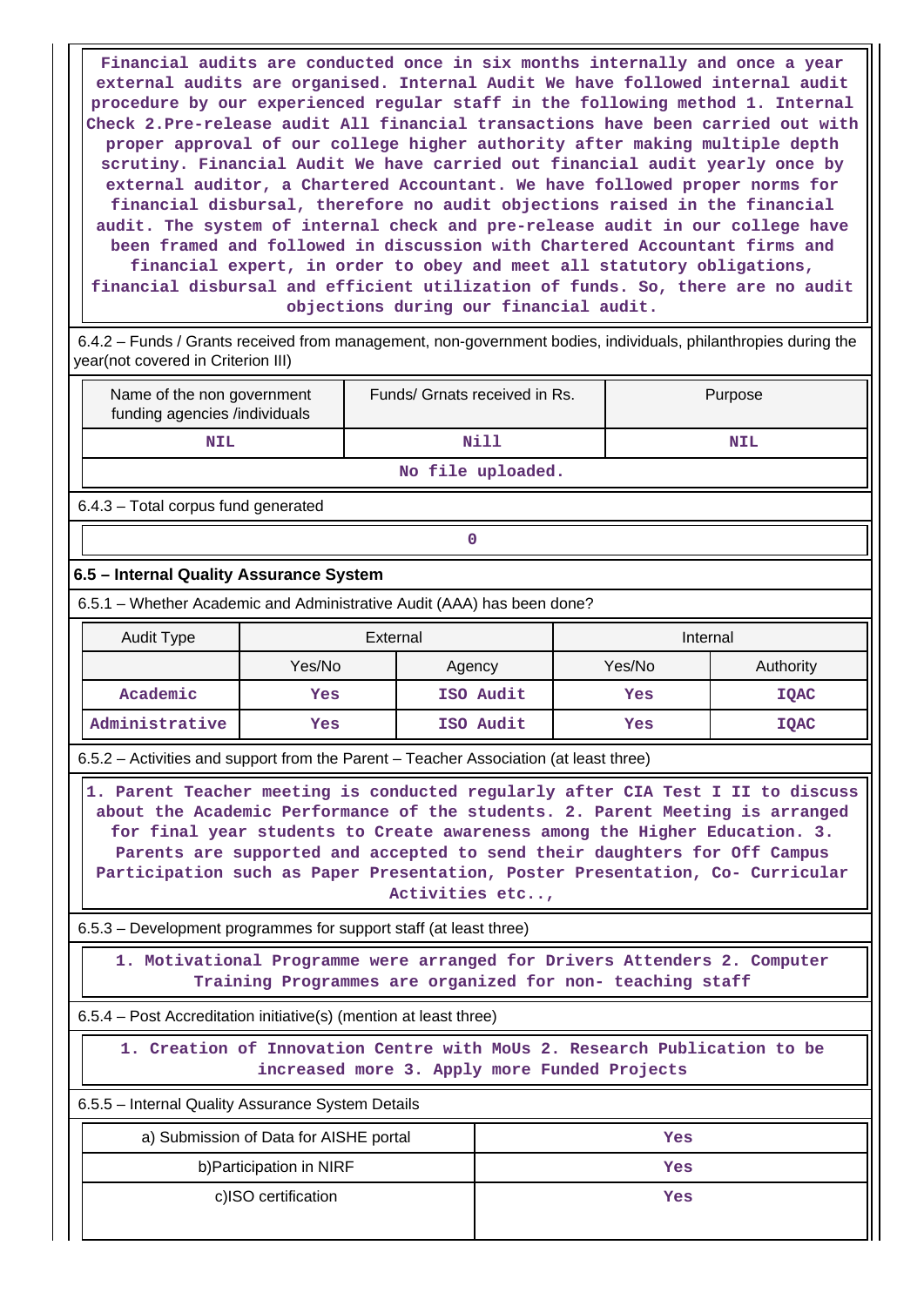Financial audits are conducted once in six months internally and once a year external audits are organised. Internal Audit We have followed internal audit procedure by our experienced regular staff in the following method 1. Internal Check 2.Pre-release audit All financial transactions have been carried out with proper approval of our college higher authority after making multiple depth scrutiny. Financial Audit We have carried out financial audit yearly once by external auditor, a Chartered Accountant. We have followed proper norms for financial disbursal, therefore no audit objections raised in the financial audit. The system of internal check and pre-release audit in our college have been framed and followed in discussion with Chartered Accountant firms and financial expert, in order to obey and meet all statutory obligations, financial disbursal and efficient utilization of funds. So, there are no audit objections during our financial audit.

6.4.2 – Funds / Grants received from management, non-government bodies, individuals, philanthropies during the year(not covered in Criterion III)

| Name of the non government funding agencies /individuals | Funds/ Grnats received in Rs. | Purpose |
|---|---|---|
| NIL | Nill | NIL |

No file uploaded.

6.4.3 – Total corpus fund generated

0

### 6.5 – Internal Quality Assurance System

6.5.1 – Whether Academic and Administrative Audit (AAA) has been done?

| Audit Type | External | | Internal | |
|---|---|---|---|---|
| | Yes/No | Agency | Yes/No | Authority |
| Academic | Yes | ISO Audit | Yes | IQAC |
| Administrative | Yes | ISO Audit | Yes | IQAC |

6.5.2 – Activities and support from the Parent – Teacher Association (at least three)

1. Parent Teacher meeting is conducted regularly after CIA Test I II to discuss about the Academic Performance of the students. 2. Parent Meeting is arranged for final year students to Create awareness among the Higher Education. 3. Parents are supported and accepted to send their daughters for Off Campus Participation such as Paper Presentation, Poster Presentation, Co- Curricular Activities etc..,

6.5.3 – Development programmes for support staff (at least three)

1. Motivational Programme were arranged for Drivers Attenders 2. Computer Training Programmes are organized for non- teaching staff

6.5.4 – Post Accreditation initiative(s) (mention at least three)

1. Creation of Innovation Centre with MoUs 2. Research Publication to be increased more 3. Apply more Funded Projects

6.5.5 – Internal Quality Assurance System Details

| | |
|---|---|
| a) Submission of Data for AISHE portal | Yes |
| b)Participation in NIRF | Yes |
| c)ISO certification | Yes |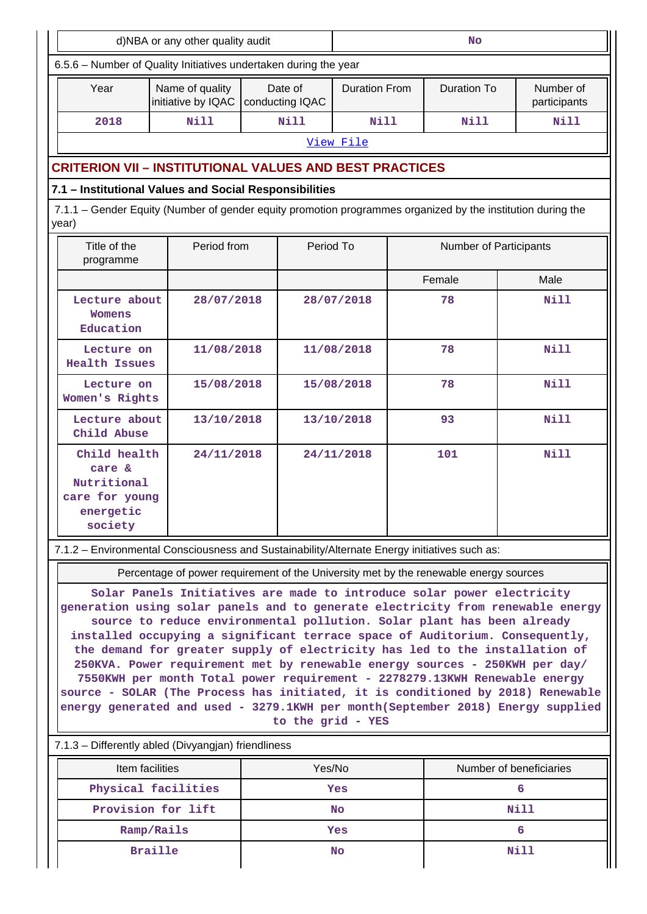| d)NBA or any other quality audit | No |
|---|---|

6.5.6 – Number of Quality Initiatives undertaken during the year

| Year | Name of quality initiative by IQAC | Date of conducting IQAC | Duration From | Duration To | Number of participants |
|---|---|---|---|---|---|
| 2018 | Nill | Nill | Nill | Nill | Nill |

View File

## CRITERION VII – INSTITUTIONAL VALUES AND BEST PRACTICES

### 7.1 – Institutional Values and Social Responsibilities

7.1.1 – Gender Equity (Number of gender equity promotion programmes organized by the institution during the year)

| Title of the programme | Period from | Period To | Number of Participants | |
|---|---|---|---|---|
| | | | Female | Male |
| Lecture about Womens Education | 28/07/2018 | 28/07/2018 | 78 | Nill |
| Lecture on Health Issues | 11/08/2018 | 11/08/2018 | 78 | Nill |
| Lecture on Women's Rights | 15/08/2018 | 15/08/2018 | 78 | Nill |
| Lecture about Child Abuse | 13/10/2018 | 13/10/2018 | 93 | Nill |
| Child health care & Nutritional care for young energetic society | 24/11/2018 | 24/11/2018 | 101 | Nill |

7.1.2 – Environmental Consciousness and Sustainability/Alternate Energy initiatives such as:

| Percentage of power requirement of the University met by the renewable energy sources |
|---|
| Solar Panels Initiatives are made to introduce solar power electricity generation using solar panels and to generate electricity from renewable energy source to reduce environmental pollution. Solar plant has been already installed occupying a significant terrace space of Auditorium. Consequently, the demand for greater supply of electricity has led to the installation of 250KVA. Power requirement met by renewable energy sources - 250KWH per day/ 7550KWH per month Total power requirement - 2278279.13KWH Renewable energy source - SOLAR (The Process has initiated, it is conditioned by 2018) Renewable energy generated and used - 3279.1KWH per month(September 2018) Energy supplied to the grid - YES |

7.1.3 – Differently abled (Divyangjan) friendliness

| Item facilities | Yes/No | Number of beneficiaries |
|---|---|---|
| Physical facilities | Yes | 6 |
| Provision for lift | No | Nill |
| Ramp/Rails | Yes | 6 |
| Braille | No | Nill |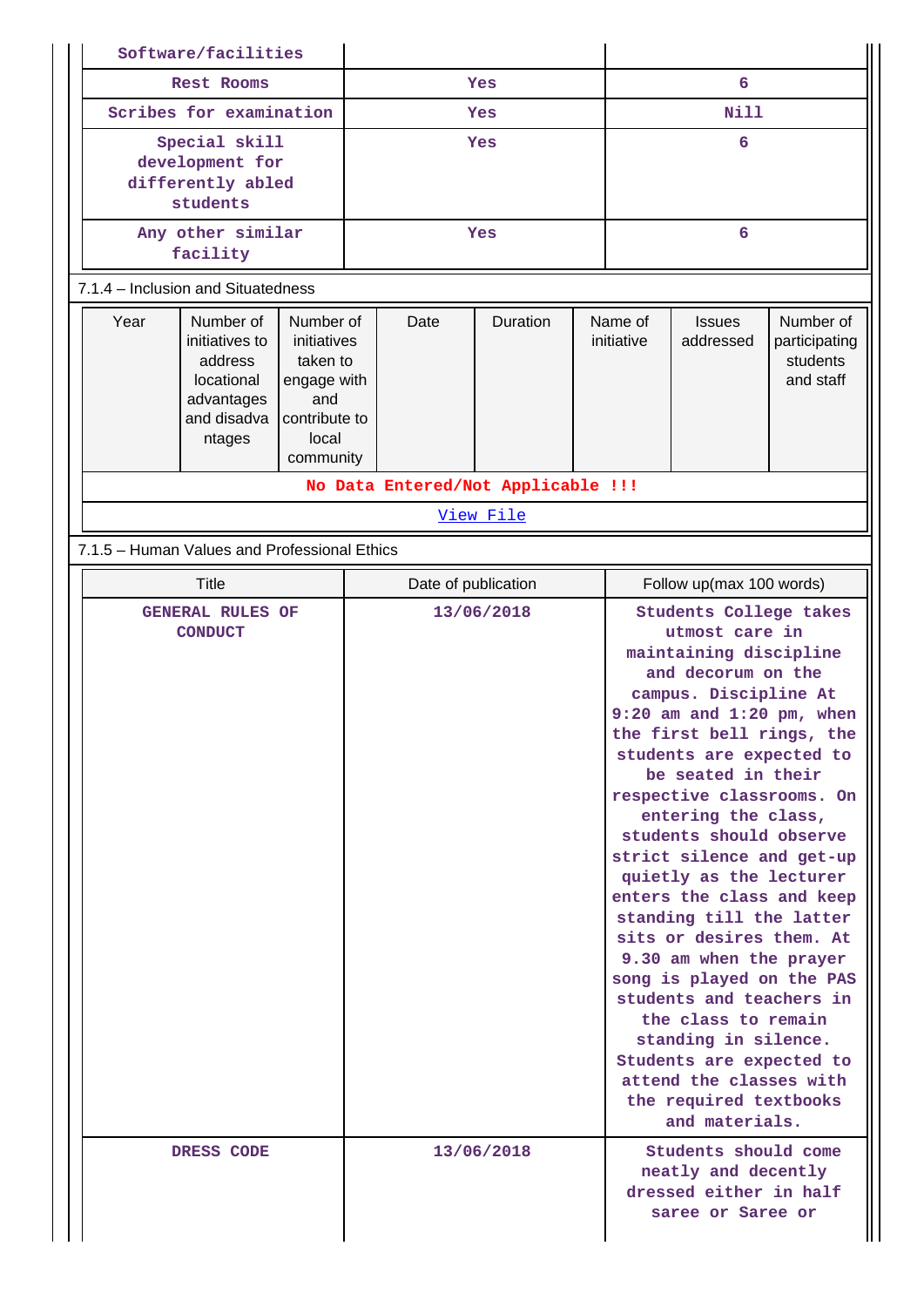| Software/facilities | | |
|---|---|---|
| Rest Rooms | Yes | 6 |
| Scribes for examination | Yes | Nill |
| Special skill development for differently abled students | Yes | 6 |
| Any other similar facility | Yes | 6 |

7.1.4 – Inclusion and Situatedness

| Year | Number of initiatives to address locational advantages and disadvantages | Number of initiatives taken to engage with and contribute to local community | Date | Duration | Name of initiative | Issues addressed | Number of participating students and staff |
|---|---|---|---|---|---|---|---|
| No Data Entered/Not Applicable !!! | | | | | | | |
| View File | | | | | | | |

7.1.5 – Human Values and Professional Ethics

| Title | Date of publication | Follow up(max 100 words) |
|---|---|---|
| GENERAL RULES OF CONDUCT | 13/06/2018 | Students College takes utmost care in maintaining discipline and decorum on the campus. Discipline At 9:20 am and 1:20 pm, when the first bell rings, the students are expected to be seated in their respective classrooms. On entering the class, students should observe strict silence and get-up quietly as the lecturer enters the class and keep standing till the latter sits or desires them. At 9.30 am when the prayer song is played on the PAS students and teachers in the class to remain standing in silence. Students are expected to attend the classes with the required textbooks and materials. |
| DRESS CODE | 13/06/2018 | Students should come neatly and decently dressed either in half saree or Saree or |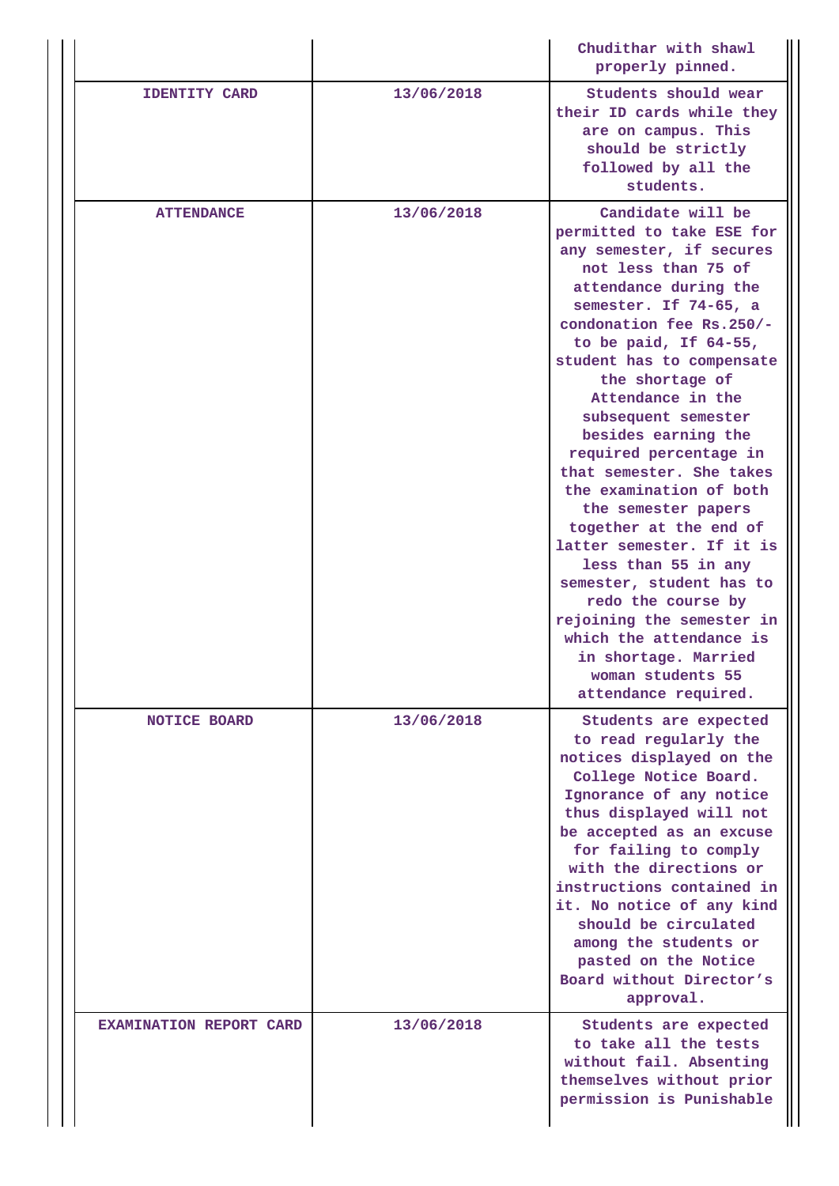| | | |
|---|---|---|
| | | Chudithar with shawl properly pinned. |
| IDENTITY CARD | 13/06/2018 | Students should wear their ID cards while they are on campus. This should be strictly followed by all the students. |
| ATTENDANCE | 13/06/2018 | Candidate will be permitted to take ESE for any semester, if secures not less than 75 of attendance during the semester. If 74-65, a condonation fee Rs.250/- to be paid, If 64-55, student has to compensate the shortage of Attendance in the subsequent semester besides earning the required percentage in that semester. She takes the examination of both the semester papers together at the end of latter semester. If it is less than 55 in any semester, student has to redo the course by rejoining the semester in which the attendance is in shortage. Married woman students 55 attendance required. |
| NOTICE BOARD | 13/06/2018 | Students are expected to read regularly the notices displayed on the College Notice Board. Ignorance of any notice thus displayed will not be accepted as an excuse for failing to comply with the directions or instructions contained in it. No notice of any kind should be circulated among the students or pasted on the Notice Board without Director's approval. |
| EXAMINATION REPORT CARD | 13/06/2018 | Students are expected to take all the tests without fail. Absenting themselves without prior permission is Punishable |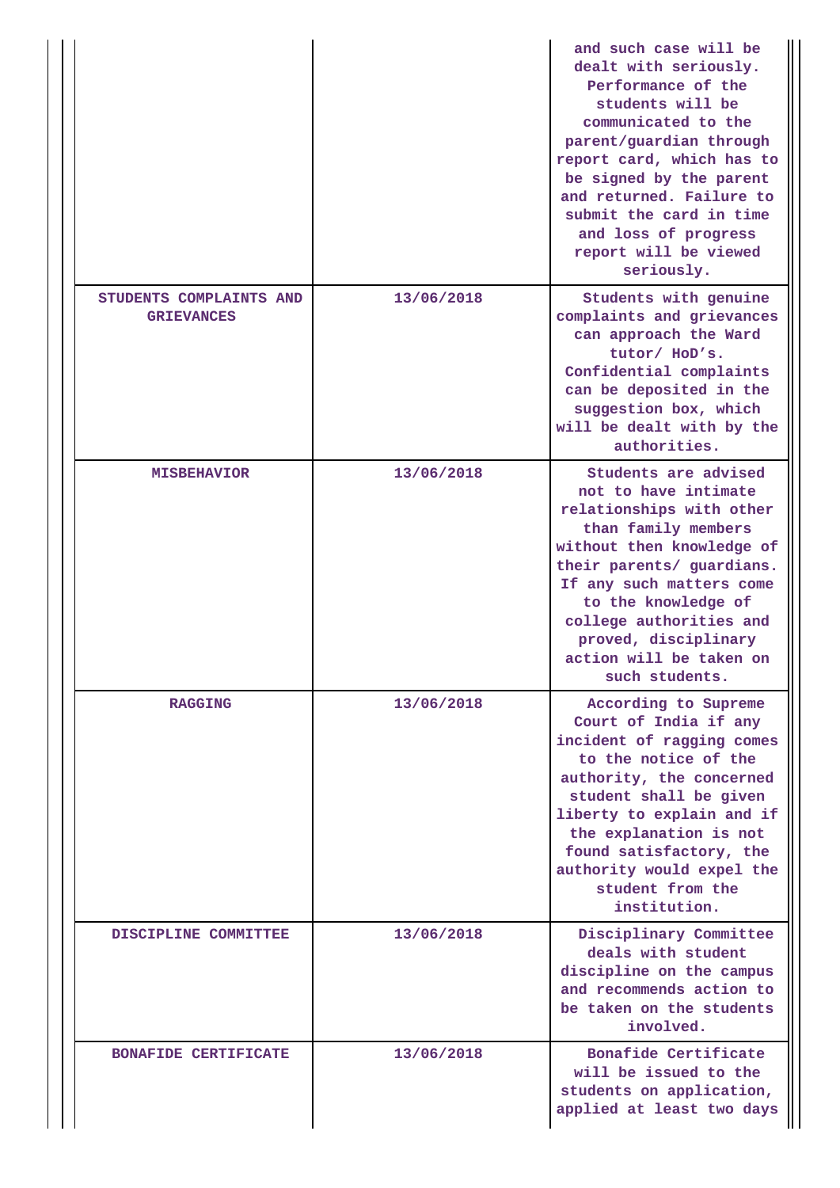| | | |
|---|---|---|
| | | and such case will be dealt with seriously. Performance of the students will be communicated to the parent/guardian through report card, which has to be signed by the parent and returned. Failure to submit the card in time and loss of progress report will be viewed seriously. |
| **STUDENTS COMPLAINTS AND GRIEVANCES** | 13/06/2018 | Students with genuine complaints and grievances can approach the Ward tutor/ HoD's. Confidential complaints can be deposited in the suggestion box, which will be dealt with by the authorities. |
| **MISBEHAVIOR** | 13/06/2018 | Students are advised not to have intimate relationships with other than family members without then knowledge of their parents/ guardians. If any such matters come to the knowledge of college authorities and proved, disciplinary action will be taken on such students. |
| **RAGGING** | 13/06/2018 | According to Supreme Court of India if any incident of ragging comes to the notice of the authority, the concerned student shall be given liberty to explain and if the explanation is not found satisfactory, the authority would expel the student from the institution. |
| **DISCIPLINE COMMITTEE** | 13/06/2018 | Disciplinary Committee deals with student discipline on the campus and recommends action to be taken on the students involved. |
| **BONAFIDE CERTIFICATE** | 13/06/2018 | Bonafide Certificate will be issued to the students on application, applied at least two days |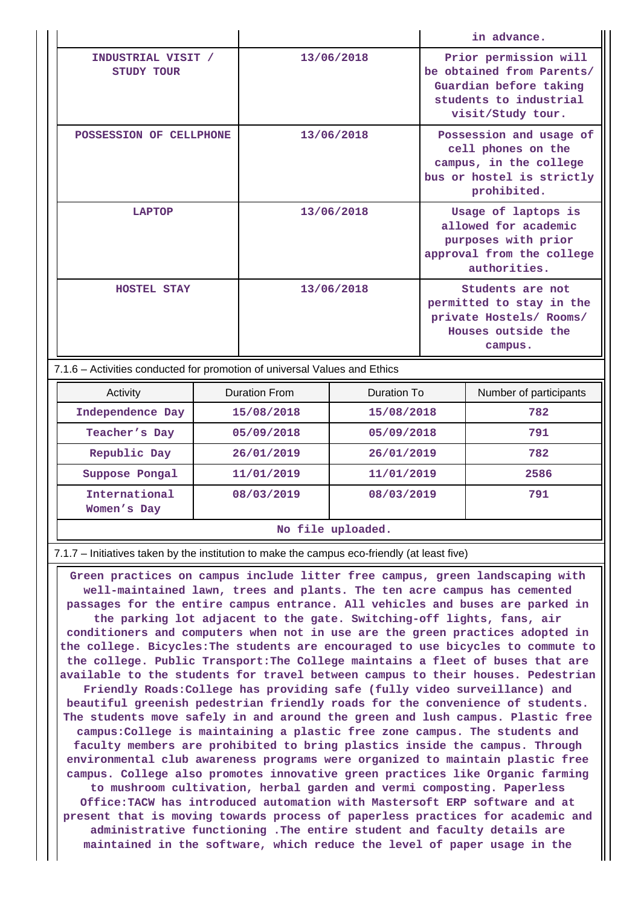| | | in advance. |
|---|---|---|
| INDUSTRIAL VISIT / STUDY TOUR | 13/06/2018 | Prior permission will be obtained from Parents/ Guardian before taking students to industrial visit/Study tour. |
| POSSESSION OF CELLPHONE | 13/06/2018 | Possession and usage of cell phones on the campus, in the college bus or hostel is strictly prohibited. |
| LAPTOP | 13/06/2018 | Usage of laptops is allowed for academic purposes with prior approval from the college authorities. |
| HOSTEL STAY | 13/06/2018 | Students are not permitted to stay in the private Hostels/ Rooms/ Houses outside the campus. |

7.1.6 – Activities conducted for promotion of universal Values and Ethics

| Activity | Duration From | Duration To | Number of participants |
|---|---|---|---|
| Independence Day | 15/08/2018 | 15/08/2018 | 782 |
| Teacher's Day | 05/09/2018 | 05/09/2018 | 791 |
| Republic Day | 26/01/2019 | 26/01/2019 | 782 |
| Suppose Pongal | 11/01/2019 | 11/01/2019 | 2586 |
| International Women's Day | 08/03/2019 | 08/03/2019 | 791 |

No file uploaded.

7.1.7 – Initiatives taken by the institution to make the campus eco-friendly (at least five)

Green practices on campus include litter free campus, green landscaping with well-maintained lawn, trees and plants. The ten acre campus has cemented passages for the entire campus entrance. All vehicles and buses are parked in the parking lot adjacent to the gate. Switching-off lights, fans, air conditioners and computers when not in use are the green practices adopted in the college. Bicycles:The students are encouraged to use bicycles to commute to the college. Public Transport:The College maintains a fleet of buses that are available to the students for travel between campus to their houses. Pedestrian Friendly Roads:College has providing safe (fully video surveillance) and beautiful greenish pedestrian friendly roads for the convenience of students. The students move safely in and around the green and lush campus. Plastic free campus:College is maintaining a plastic free zone campus. The students and faculty members are prohibited to bring plastics inside the campus. Through environmental club awareness programs were organized to maintain plastic free campus. College also promotes innovative green practices like Organic farming to mushroom cultivation, herbal garden and vermi composting. Paperless Office:TACW has introduced automation with Mastersoft ERP software and at present that is moving towards process of paperless practices for academic and administrative functioning .The entire student and faculty details are maintained in the software, which reduce the level of paper usage in the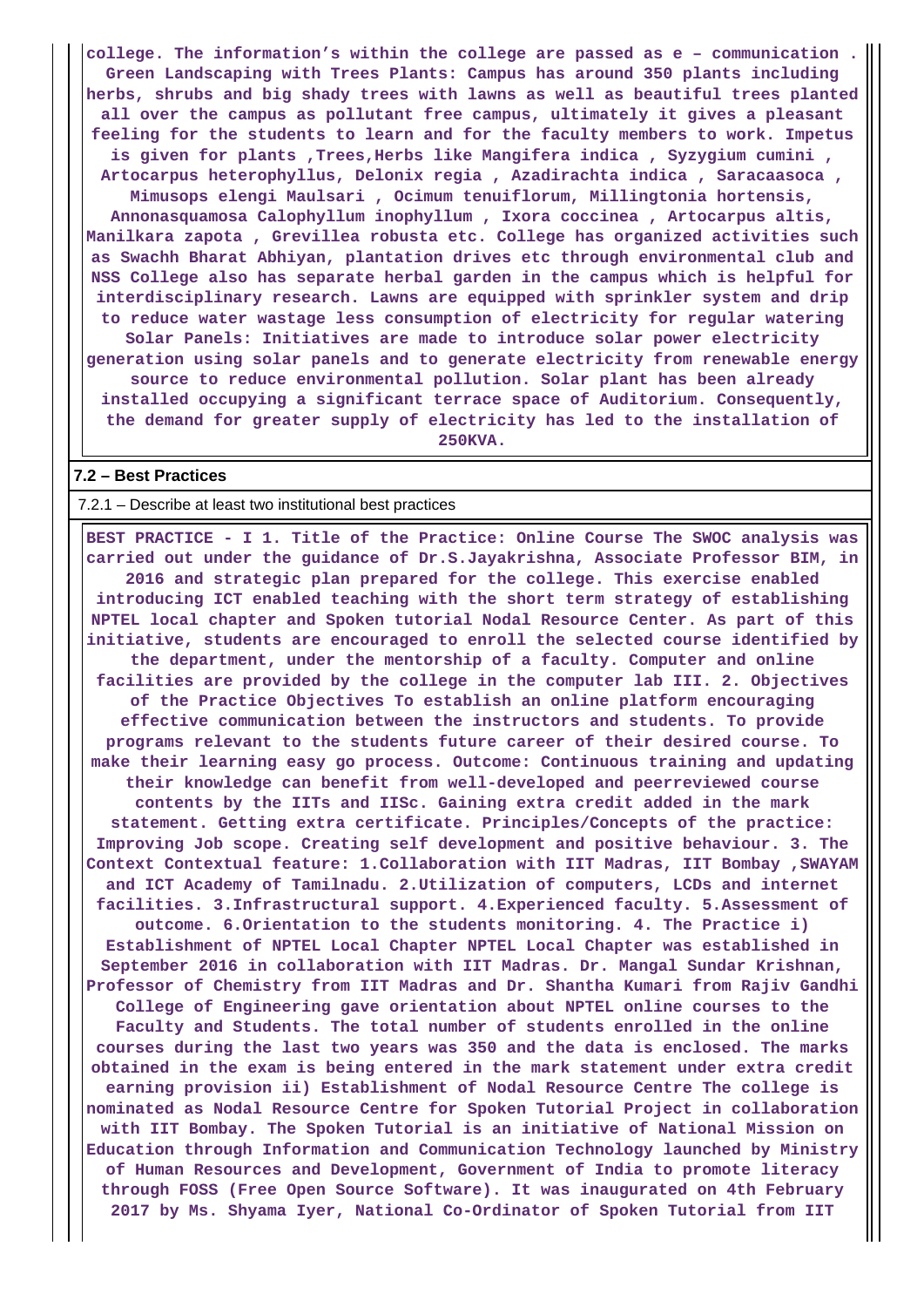**college. The information's within the college are passed as e – communication . Green Landscaping with Trees Plants: Campus has around 350 plants including herbs, shrubs and big shady trees with lawns as well as beautiful trees planted all over the campus as pollutant free campus, ultimately it gives a pleasant feeling for the students to learn and for the faculty members to work. Impetus is given for plants ,Trees,Herbs like Mangifera indica , Syzygium cumini , Artocarpus heterophyllus, Delonix regia , Azadirachta indica , Saracaasoca , Mimusops elengi Maulsari , Ocimum tenuiflorum, Millingtonia hortensis, Annonasquamosa Calophyllum inophyllum , Ixora coccinea , Artocarpus altis, Manilkara zapota , Grevillea robusta etc. College has organized activities such as Swachh Bharat Abhiyan, plantation drives etc through environmental club and NSS College also has separate herbal garden in the campus which is helpful for interdisciplinary research. Lawns are equipped with sprinkler system and drip to reduce water wastage less consumption of electricity for regular watering Solar Panels: Initiatives are made to introduce solar power electricity generation using solar panels and to generate electricity from renewable energy source to reduce environmental pollution. Solar plant has been already installed occupying a significant terrace space of Auditorium. Consequently, the demand for greater supply of electricity has led to the installation of 250KVA.**

## 7.2 – Best Practices

7.2.1 – Describe at least two institutional best practices

**BEST PRACTICE - I 1. Title of the Practice: Online Course The SWOC analysis was carried out under the guidance of Dr.S.Jayakrishna, Associate Professor BIM, in 2016 and strategic plan prepared for the college. This exercise enabled introducing ICT enabled teaching with the short term strategy of establishing NPTEL local chapter and Spoken tutorial Nodal Resource Center. As part of this initiative, students are encouraged to enroll the selected course identified by the department, under the mentorship of a faculty. Computer and online facilities are provided by the college in the computer lab III. 2. Objectives of the Practice Objectives To establish an online platform encouraging effective communication between the instructors and students. To provide programs relevant to the students future career of their desired course. To make their learning easy go process. Outcome: Continuous training and updating their knowledge can benefit from well-developed and peerreviewed course contents by the IITs and IISc. Gaining extra credit added in the mark statement. Getting extra certificate. Principles/Concepts of the practice: Improving Job scope. Creating self development and positive behaviour. 3. The Context Contextual feature: 1.Collaboration with IIT Madras, IIT Bombay ,SWAYAM and ICT Academy of Tamilnadu. 2.Utilization of computers, LCDs and internet facilities. 3.Infrastructural support. 4.Experienced faculty. 5.Assessment of outcome. 6.Orientation to the students monitoring. 4. The Practice i) Establishment of NPTEL Local Chapter NPTEL Local Chapter was established in September 2016 in collaboration with IIT Madras. Dr. Mangal Sundar Krishnan, Professor of Chemistry from IIT Madras and Dr. Shantha Kumari from Rajiv Gandhi College of Engineering gave orientation about NPTEL online courses to the Faculty and Students. The total number of students enrolled in the online courses during the last two years was 350 and the data is enclosed. The marks obtained in the exam is being entered in the mark statement under extra credit earning provision ii) Establishment of Nodal Resource Centre The college is nominated as Nodal Resource Centre for Spoken Tutorial Project in collaboration with IIT Bombay. The Spoken Tutorial is an initiative of National Mission on Education through Information and Communication Technology launched by Ministry of Human Resources and Development, Government of India to promote literacy through FOSS (Free Open Source Software). It was inaugurated on 4th February 2017 by Ms. Shyama Iyer, National Co-Ordinator of Spoken Tutorial from IIT**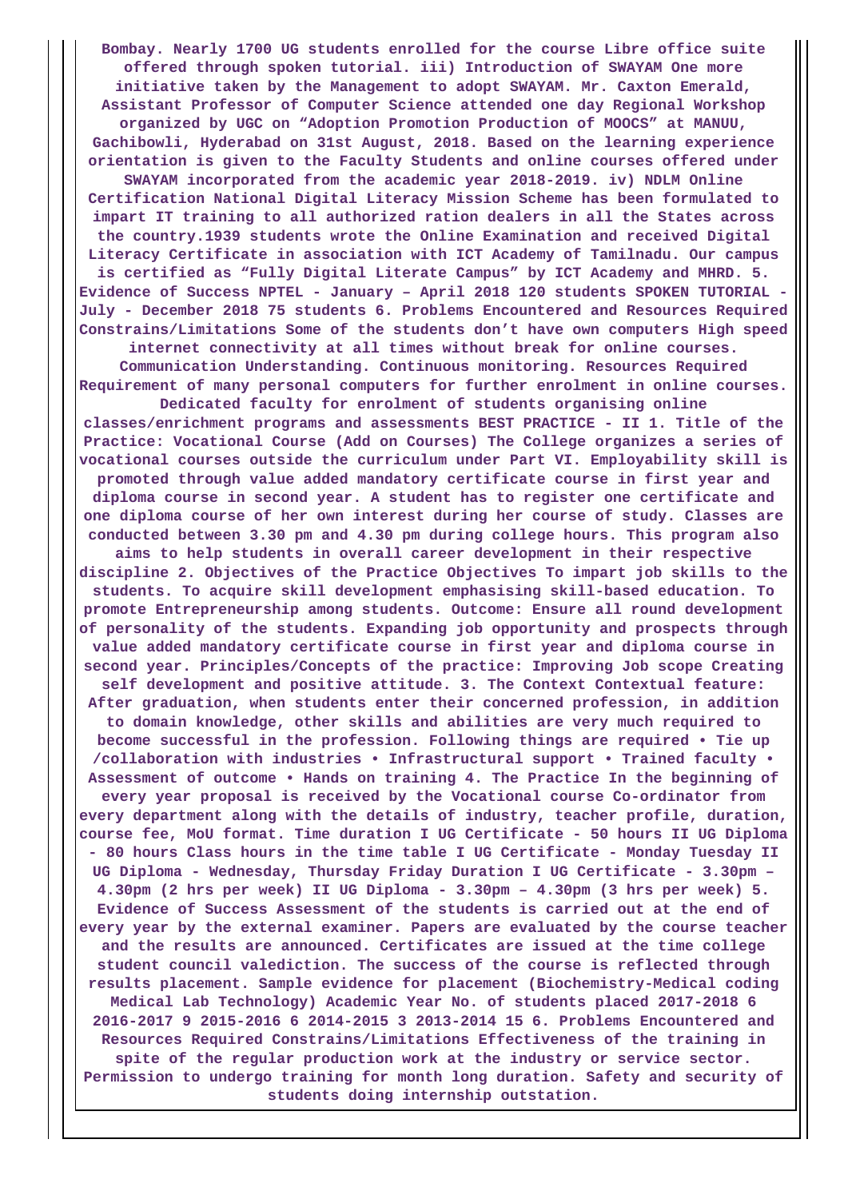**Bombay. Nearly 1700 UG students enrolled for the course Libre office suite offered through spoken tutorial. iii) Introduction of SWAYAM One more initiative taken by the Management to adopt SWAYAM. Mr. Caxton Emerald, Assistant Professor of Computer Science attended one day Regional Workshop organized by UGC on "Adoption Promotion Production of MOOCS" at MANUU, Gachibowli, Hyderabad on 31st August, 2018. Based on the learning experience orientation is given to the Faculty Students and online courses offered under SWAYAM incorporated from the academic year 2018-2019. iv) NDLM Online Certification National Digital Literacy Mission Scheme has been formulated to impart IT training to all authorized ration dealers in all the States across the country.1939 students wrote the Online Examination and received Digital Literacy Certificate in association with ICT Academy of Tamilnadu. Our campus is certified as "Fully Digital Literate Campus" by ICT Academy and MHRD. 5. Evidence of Success NPTEL - January – April 2018 120 students SPOKEN TUTORIAL - July - December 2018 75 students 6. Problems Encountered and Resources Required Constrains/Limitations Some of the students don't have own computers High speed internet connectivity at all times without break for online courses. Communication Understanding. Continuous monitoring. Resources Required Requirement of many personal computers for further enrolment in online courses. Dedicated faculty for enrolment of students organising online classes/enrichment programs and assessments BEST PRACTICE - II 1. Title of the Practice: Vocational Course (Add on Courses) The College organizes a series of vocational courses outside the curriculum under Part VI. Employability skill is promoted through value added mandatory certificate course in first year and diploma course in second year. A student has to register one certificate and one diploma course of her own interest during her course of study. Classes are conducted between 3.30 pm and 4.30 pm during college hours. This program also aims to help students in overall career development in their respective discipline 2. Objectives of the Practice Objectives To impart job skills to the students. To acquire skill development emphasising skill-based education. To promote Entrepreneurship among students. Outcome: Ensure all round development of personality of the students. Expanding job opportunity and prospects through value added mandatory certificate course in first year and diploma course in second year. Principles/Concepts of the practice: Improving Job scope Creating self development and positive attitude. 3. The Context Contextual feature: After graduation, when students enter their concerned profession, in addition to domain knowledge, other skills and abilities are very much required to become successful in the profession. Following things are required • Tie up /collaboration with industries • Infrastructural support • Trained faculty • Assessment of outcome • Hands on training 4. The Practice In the beginning of every year proposal is received by the Vocational course Co-ordinator from every department along with the details of industry, teacher profile, duration, course fee, MoU format. Time duration I UG Certificate - 50 hours II UG Diploma - 80 hours Class hours in the time table I UG Certificate - Monday Tuesday II UG Diploma - Wednesday, Thursday Friday Duration I UG Certificate - 3.30pm – 4.30pm (2 hrs per week) II UG Diploma - 3.30pm – 4.30pm (3 hrs per week) 5. Evidence of Success Assessment of the students is carried out at the end of every year by the external examiner. Papers are evaluated by the course teacher and the results are announced. Certificates are issued at the time college student council valediction. The success of the course is reflected through results placement. Sample evidence for placement (Biochemistry-Medical coding Medical Lab Technology) Academic Year No. of students placed 2017-2018 6 2016-2017 9 2015-2016 6 2014-2015 3 2013-2014 15 6. Problems Encountered and Resources Required Constrains/Limitations Effectiveness of the training in spite of the regular production work at the industry or service sector. Permission to undergo training for month long duration. Safety and security of students doing internship outstation.**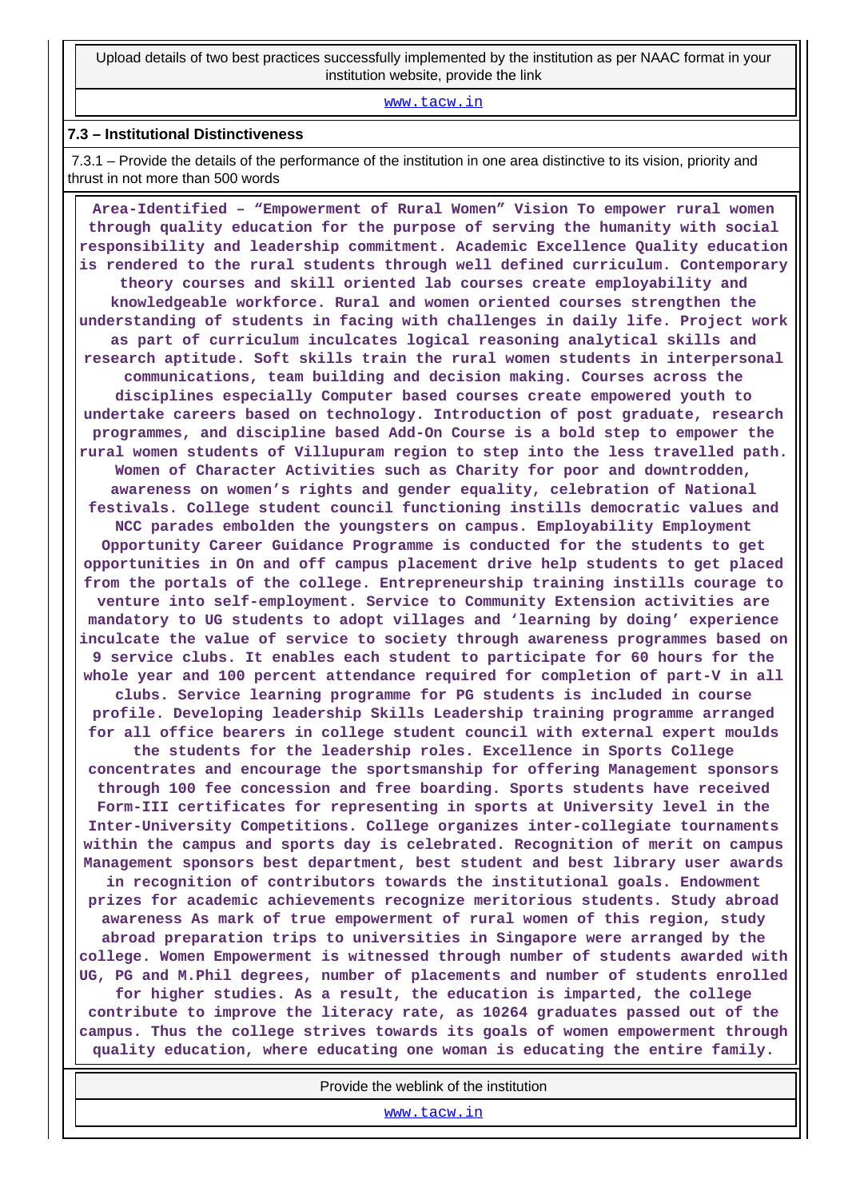| Upload details of two best practices successfully implemented by the institution as per NAAC format in your institution website, provide the link |
| --- |
| www.tacw.in |

### 7.3 – Institutional Distinctiveness

7.3.1 – Provide the details of the performance of the institution in one area distinctive to its vision, priority and thrust in not more than 500 words

**Area-Identified – "Empowerment of Rural Women" Vision To empower rural women through quality education for the purpose of serving the humanity with social responsibility and leadership commitment. Academic Excellence Quality education is rendered to the rural students through well defined curriculum. Contemporary theory courses and skill oriented lab courses create employability and knowledgeable workforce. Rural and women oriented courses strengthen the understanding of students in facing with challenges in daily life. Project work as part of curriculum inculcates logical reasoning analytical skills and research aptitude. Soft skills train the rural women students in interpersonal communications, team building and decision making. Courses across the disciplines especially Computer based courses create empowered youth to undertake careers based on technology. Introduction of post graduate, research programmes, and discipline based Add-On Course is a bold step to empower the rural women students of Villupuram region to step into the less travelled path. Women of Character Activities such as Charity for poor and downtrodden, awareness on women's rights and gender equality, celebration of National festivals. College student council functioning instills democratic values and NCC parades embolden the youngsters on campus. Employability Employment Opportunity Career Guidance Programme is conducted for the students to get opportunities in On and off campus placement drive help students to get placed from the portals of the college. Entrepreneurship training instills courage to venture into self-employment. Service to Community Extension activities are mandatory to UG students to adopt villages and 'learning by doing' experience inculcate the value of service to society through awareness programmes based on 9 service clubs. It enables each student to participate for 60 hours for the whole year and 100 percent attendance required for completion of part-V in all clubs. Service learning programme for PG students is included in course profile. Developing leadership Skills Leadership training programme arranged for all office bearers in college student council with external expert moulds the students for the leadership roles. Excellence in Sports College concentrates and encourage the sportsmanship for offering Management sponsors through 100 fee concession and free boarding. Sports students have received Form-III certificates for representing in sports at University level in the Inter-University Competitions. College organizes inter-collegiate tournaments within the campus and sports day is celebrated. Recognition of merit on campus Management sponsors best department, best student and best library user awards in recognition of contributors towards the institutional goals. Endowment prizes for academic achievements recognize meritorious students. Study abroad awareness As mark of true empowerment of rural women of this region, study abroad preparation trips to universities in Singapore were arranged by the college. Women Empowerment is witnessed through number of students awarded with UG, PG and M.Phil degrees, number of placements and number of students enrolled for higher studies. As a result, the education is imparted, the college contribute to improve the literacy rate, as 10264 graduates passed out of the campus. Thus the college strives towards its goals of women empowerment through quality education, where educating one woman is educating the entire family.**

| Provide the weblink of the institution |
| --- |
| www.tacw.in |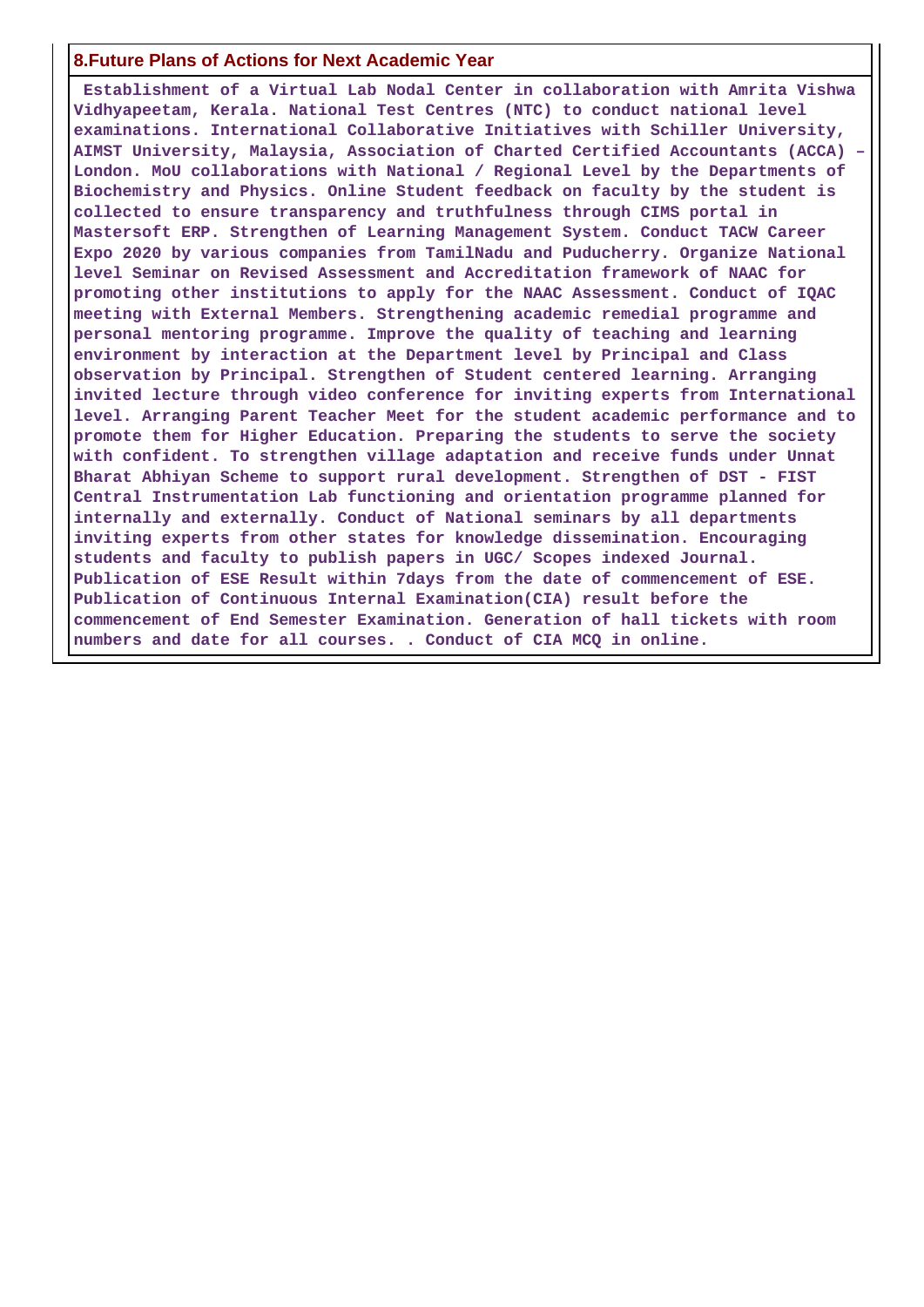## 8.Future Plans of Actions for Next Academic Year

**Establishment of a Virtual Lab Nodal Center in collaboration with Amrita Vishwa Vidhyapeetam, Kerala. National Test Centres (NTC) to conduct national level examinations. International Collaborative Initiatives with Schiller University, AIMST University, Malaysia, Association of Charted Certified Accountants (ACCA) – London. MoU collaborations with National / Regional Level by the Departments of Biochemistry and Physics. Online Student feedback on faculty by the student is collected to ensure transparency and truthfulness through CIMS portal in Mastersoft ERP. Strengthen of Learning Management System. Conduct TACW Career Expo 2020 by various companies from TamilNadu and Puducherry. Organize National level Seminar on Revised Assessment and Accreditation framework of NAAC for promoting other institutions to apply for the NAAC Assessment. Conduct of IQAC meeting with External Members. Strengthening academic remedial programme and personal mentoring programme. Improve the quality of teaching and learning environment by interaction at the Department level by Principal and Class observation by Principal. Strengthen of Student centered learning. Arranging invited lecture through video conference for inviting experts from International level. Arranging Parent Teacher Meet for the student academic performance and to promote them for Higher Education. Preparing the students to serve the society with confident. To strengthen village adaptation and receive funds under Unnat Bharat Abhiyan Scheme to support rural development. Strengthen of DST - FIST Central Instrumentation Lab functioning and orientation programme planned for internally and externally. Conduct of National seminars by all departments inviting experts from other states for knowledge dissemination. Encouraging students and faculty to publish papers in UGC/ Scopes indexed Journal. Publication of ESE Result within 7days from the date of commencement of ESE. Publication of Continuous Internal Examination(CIA) result before the commencement of End Semester Examination. Generation of hall tickets with room numbers and date for all courses. . Conduct of CIA MCQ in online.**